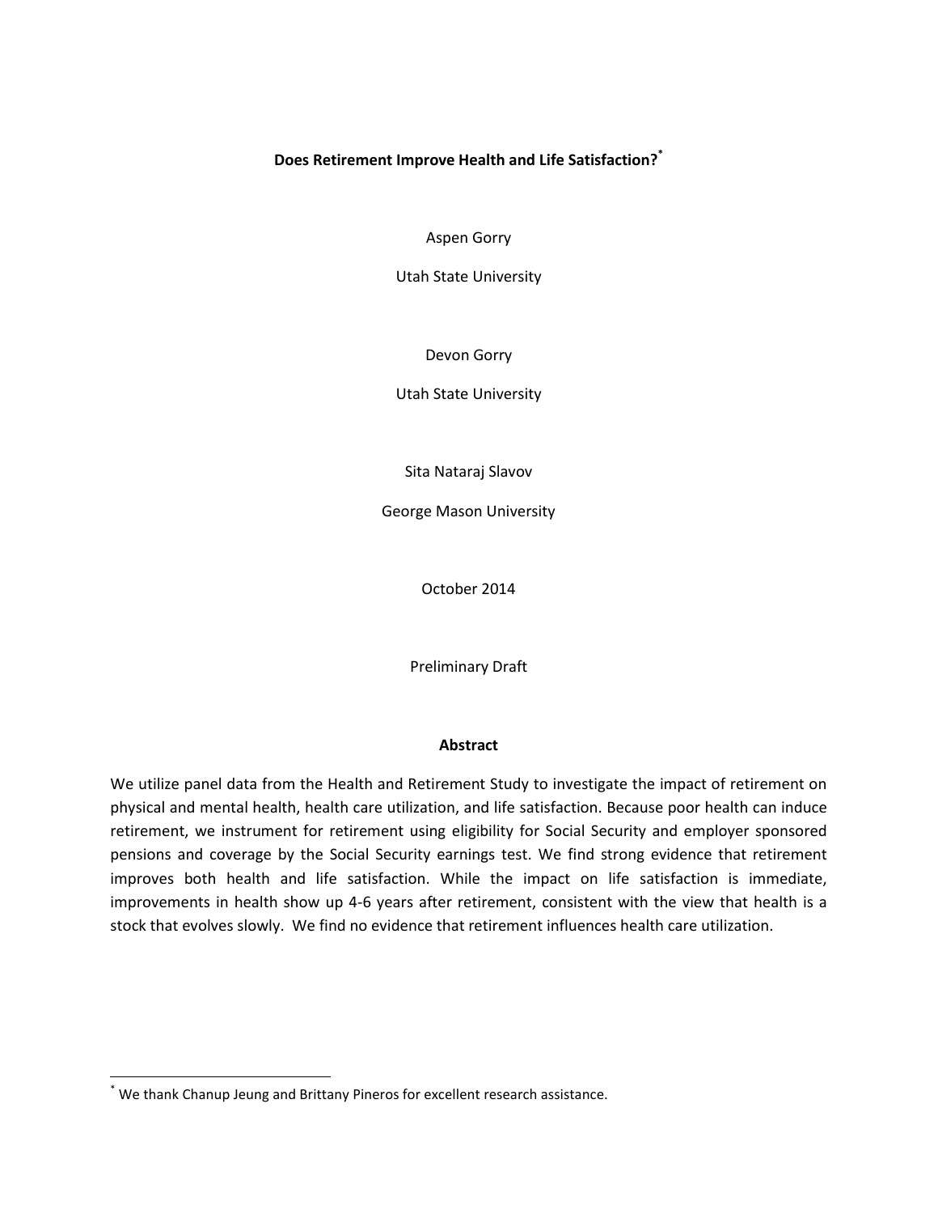# Does Retirement Improve Health and Life Satisfaction?[*]

Aspen Gorry

Utah State University

Devon Gorry

Utah State University

Sita Nataraj Slavov

George Mason University

October 2014

Preliminary Draft

## Abstract

We utilize panel data from the Health and Retirement Study to investigate the impact of retirement on physical and mental health, health care utilization, and life satisfaction. Because poor health can induce retirement, we instrument for retirement using eligibility for Social Security and employer sponsored pensions and coverage by the Social Security earnings test. We find strong evidence that retirement improves both health and life satisfaction. While the impact on life satisfaction is immediate, improvements in health show up 4-6 years after retirement, consistent with the view that health is a stock that evolves slowly. We find no evidence that retirement influences health care utilization.

[*] We thank Chanup Jeung and Brittany Pineros for excellent research assistance.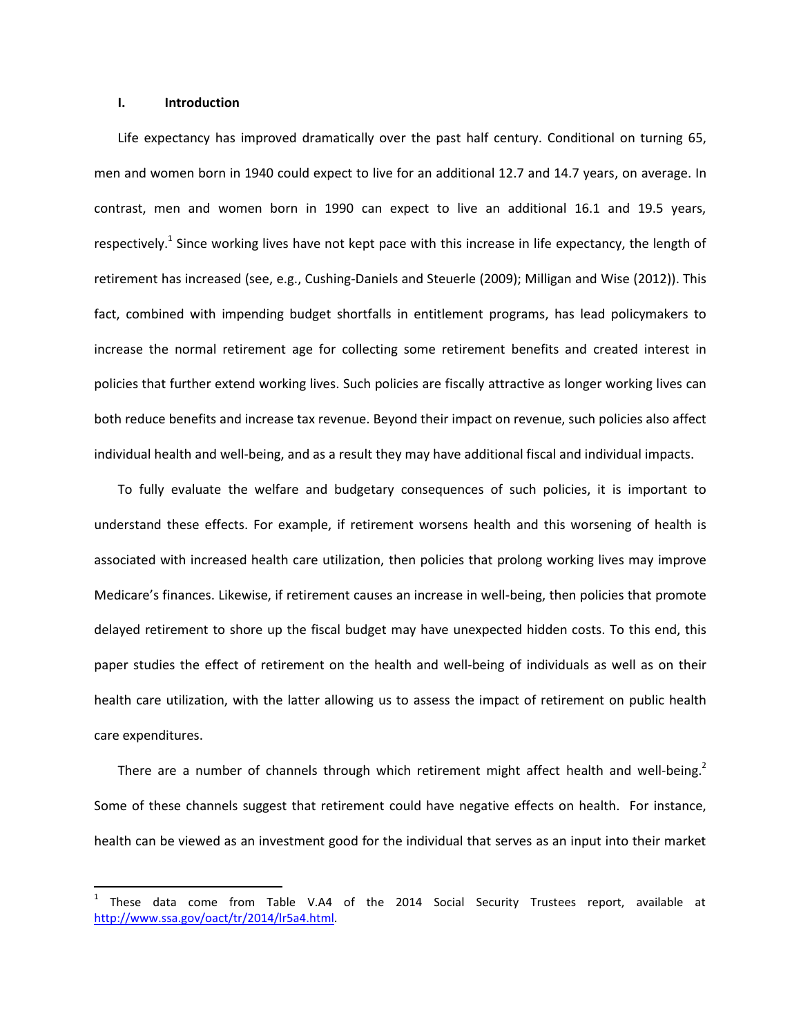## I. Introduction

Life expectancy has improved dramatically over the past half century. Conditional on turning 65, men and women born in 1940 could expect to live for an additional 12.7 and 14.7 years, on average. In contrast, men and women born in 1990 can expect to live an additional 16.1 and 19.5 years, respectively.[1] Since working lives have not kept pace with this increase in life expectancy, the length of retirement has increased (see, e.g., Cushing-Daniels and Steuerle (2009); Milligan and Wise (2012)). This fact, combined with impending budget shortfalls in entitlement programs, has lead policymakers to increase the normal retirement age for collecting some retirement benefits and created interest in policies that further extend working lives. Such policies are fiscally attractive as longer working lives can both reduce benefits and increase tax revenue. Beyond their impact on revenue, such policies also affect individual health and well-being, and as a result they may have additional fiscal and individual impacts.

To fully evaluate the welfare and budgetary consequences of such policies, it is important to understand these effects. For example, if retirement worsens health and this worsening of health is associated with increased health care utilization, then policies that prolong working lives may improve Medicare's finances. Likewise, if retirement causes an increase in well-being, then policies that promote delayed retirement to shore up the fiscal budget may have unexpected hidden costs. To this end, this paper studies the effect of retirement on the health and well-being of individuals as well as on their health care utilization, with the latter allowing us to assess the impact of retirement on public health care expenditures.

There are a number of channels through which retirement might affect health and well-being.[2] Some of these channels suggest that retirement could have negative effects on health. For instance, health can be viewed as an investment good for the individual that serves as an input into their market

[1] These data come from Table V.A4 of the 2014 Social Security Trustees report, available at http://www.ssa.gov/oact/tr/2014/lr5a4.html.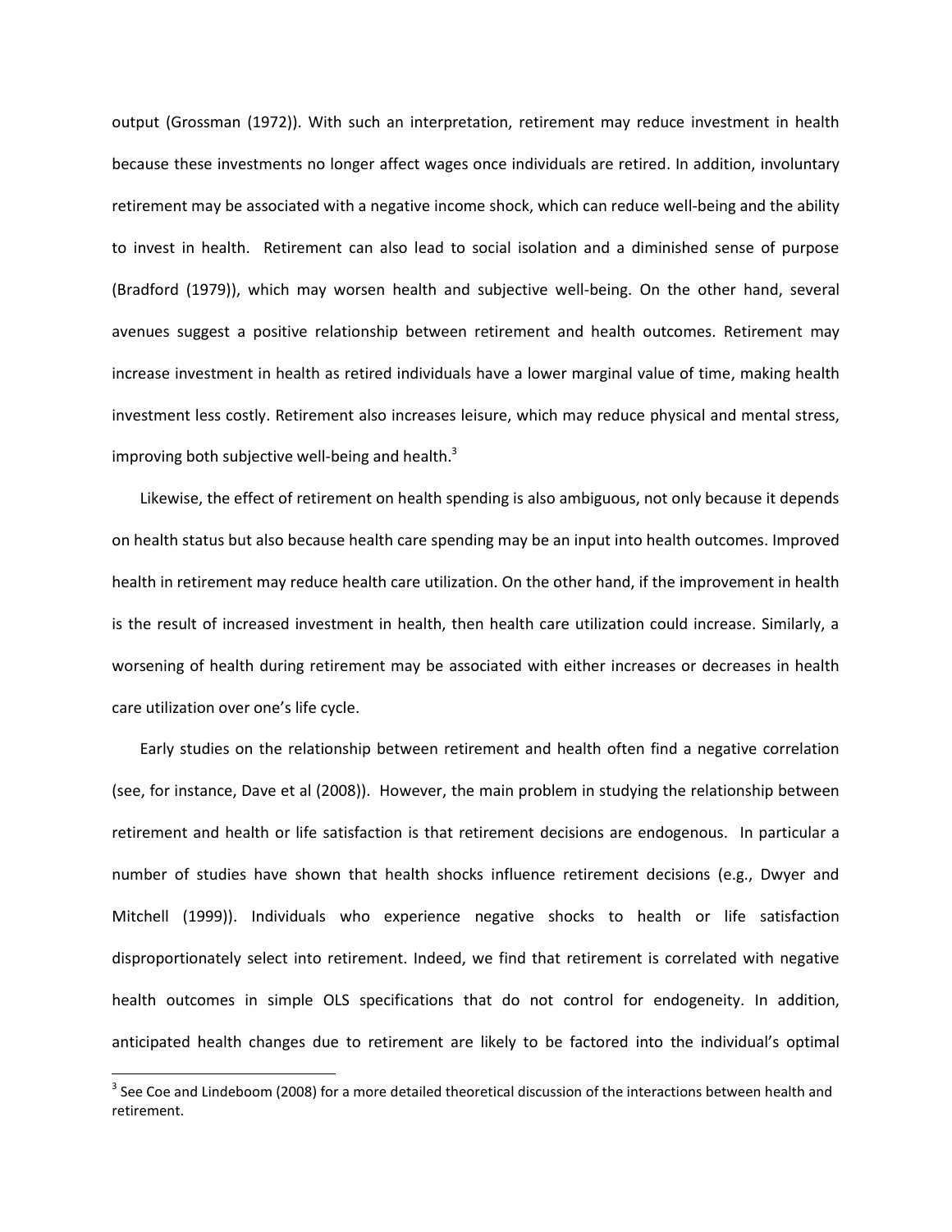output (Grossman (1972)). With such an interpretation, retirement may reduce investment in health because these investments no longer affect wages once individuals are retired. In addition, involuntary retirement may be associated with a negative income shock, which can reduce well-being and the ability to invest in health. Retirement can also lead to social isolation and a diminished sense of purpose (Bradford (1979)), which may worsen health and subjective well-being. On the other hand, several avenues suggest a positive relationship between retirement and health outcomes. Retirement may increase investment in health as retired individuals have a lower marginal value of time, making health investment less costly. Retirement also increases leisure, which may reduce physical and mental stress, improving both subjective well-being and health.[3]

Likewise, the effect of retirement on health spending is also ambiguous, not only because it depends on health status but also because health care spending may be an input into health outcomes. Improved health in retirement may reduce health care utilization. On the other hand, if the improvement in health is the result of increased investment in health, then health care utilization could increase. Similarly, a worsening of health during retirement may be associated with either increases or decreases in health care utilization over one's life cycle.

Early studies on the relationship between retirement and health often find a negative correlation (see, for instance, Dave et al (2008)). However, the main problem in studying the relationship between retirement and health or life satisfaction is that retirement decisions are endogenous. In particular a number of studies have shown that health shocks influence retirement decisions (e.g., Dwyer and Mitchell (1999)). Individuals who experience negative shocks to health or life satisfaction disproportionately select into retirement. Indeed, we find that retirement is correlated with negative health outcomes in simple OLS specifications that do not control for endogeneity. In addition, anticipated health changes due to retirement are likely to be factored into the individual's optimal

[3] See Coe and Lindeboom (2008) for a more detailed theoretical discussion of the interactions between health and retirement.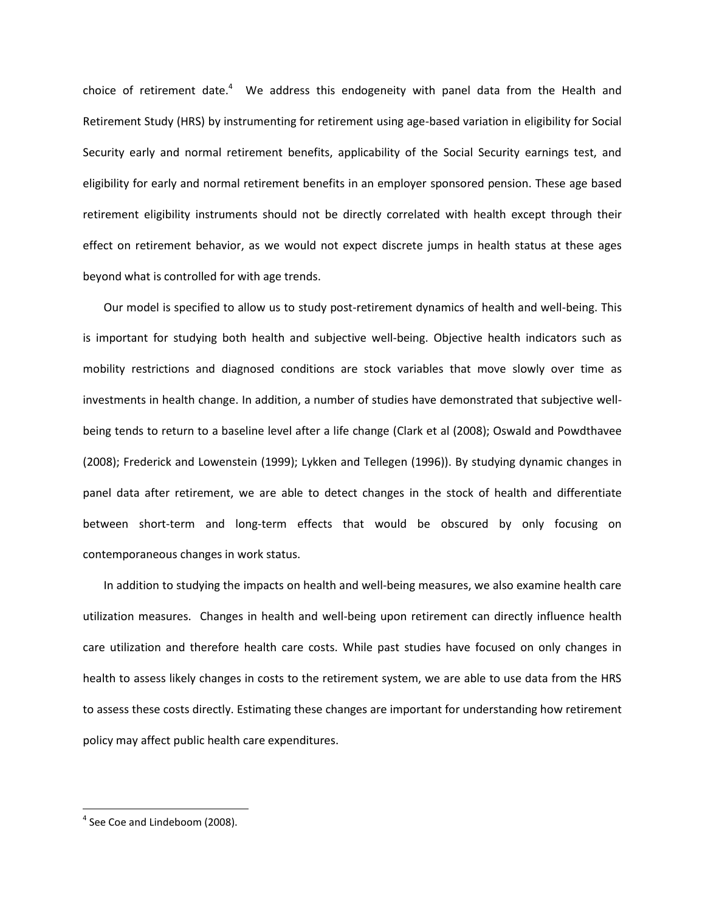choice of retirement date.[4] We address this endogeneity with panel data from the Health and Retirement Study (HRS) by instrumenting for retirement using age-based variation in eligibility for Social Security early and normal retirement benefits, applicability of the Social Security earnings test, and eligibility for early and normal retirement benefits in an employer sponsored pension. These age based retirement eligibility instruments should not be directly correlated with health except through their effect on retirement behavior, as we would not expect discrete jumps in health status at these ages beyond what is controlled for with age trends.

Our model is specified to allow us to study post-retirement dynamics of health and well-being. This is important for studying both health and subjective well-being. Objective health indicators such as mobility restrictions and diagnosed conditions are stock variables that move slowly over time as investments in health change. In addition, a number of studies have demonstrated that subjective well-being tends to return to a baseline level after a life change (Clark et al (2008); Oswald and Powdthavee (2008); Frederick and Lowenstein (1999); Lykken and Tellegen (1996)). By studying dynamic changes in panel data after retirement, we are able to detect changes in the stock of health and differentiate between short-term and long-term effects that would be obscured by only focusing on contemporaneous changes in work status.

In addition to studying the impacts on health and well-being measures, we also examine health care utilization measures. Changes in health and well-being upon retirement can directly influence health care utilization and therefore health care costs. While past studies have focused on only changes in health to assess likely changes in costs to the retirement system, we are able to use data from the HRS to assess these costs directly. Estimating these changes are important for understanding how retirement policy may affect public health care expenditures.

[4] See Coe and Lindeboom (2008).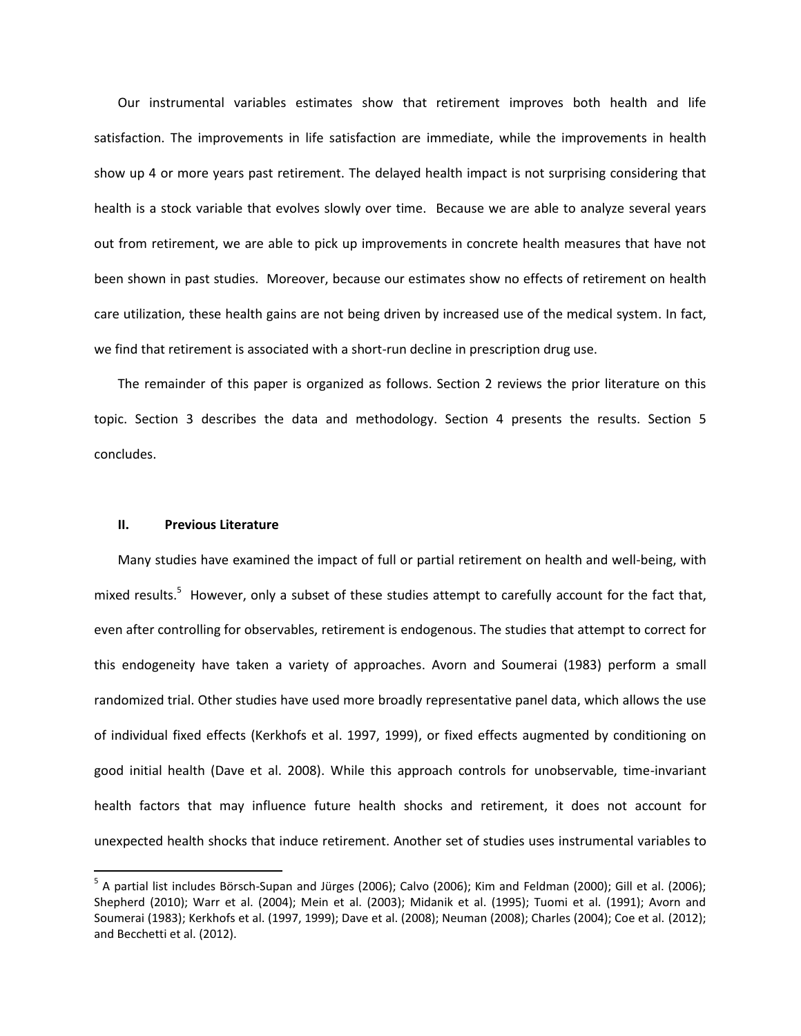Our instrumental variables estimates show that retirement improves both health and life satisfaction. The improvements in life satisfaction are immediate, while the improvements in health show up 4 or more years past retirement. The delayed health impact is not surprising considering that health is a stock variable that evolves slowly over time. Because we are able to analyze several years out from retirement, we are able to pick up improvements in concrete health measures that have not been shown in past studies. Moreover, because our estimates show no effects of retirement on health care utilization, these health gains are not being driven by increased use of the medical system. In fact, we find that retirement is associated with a short-run decline in prescription drug use.

The remainder of this paper is organized as follows. Section 2 reviews the prior literature on this topic. Section 3 describes the data and methodology. Section 4 presents the results. Section 5 concludes.

## II. Previous Literature

Many studies have examined the impact of full or partial retirement on health and well-being, with mixed results.[5] However, only a subset of these studies attempt to carefully account for the fact that, even after controlling for observables, retirement is endogenous. The studies that attempt to correct for this endogeneity have taken a variety of approaches. Avorn and Soumerai (1983) perform a small randomized trial. Other studies have used more broadly representative panel data, which allows the use of individual fixed effects (Kerkhofs et al. 1997, 1999), or fixed effects augmented by conditioning on good initial health (Dave et al. 2008). While this approach controls for unobservable, time-invariant health factors that may influence future health shocks and retirement, it does not account for unexpected health shocks that induce retirement. Another set of studies uses instrumental variables to

[5] A partial list includes Börsch-Supan and Jürges (2006); Calvo (2006); Kim and Feldman (2000); Gill et al. (2006); Shepherd (2010); Warr et al. (2004); Mein et al. (2003); Midanik et al. (1995); Tuomi et al. (1991); Avorn and Soumerai (1983); Kerkhofs et al. (1997, 1999); Dave et al. (2008); Neuman (2008); Charles (2004); Coe et al. (2012); and Becchetti et al. (2012).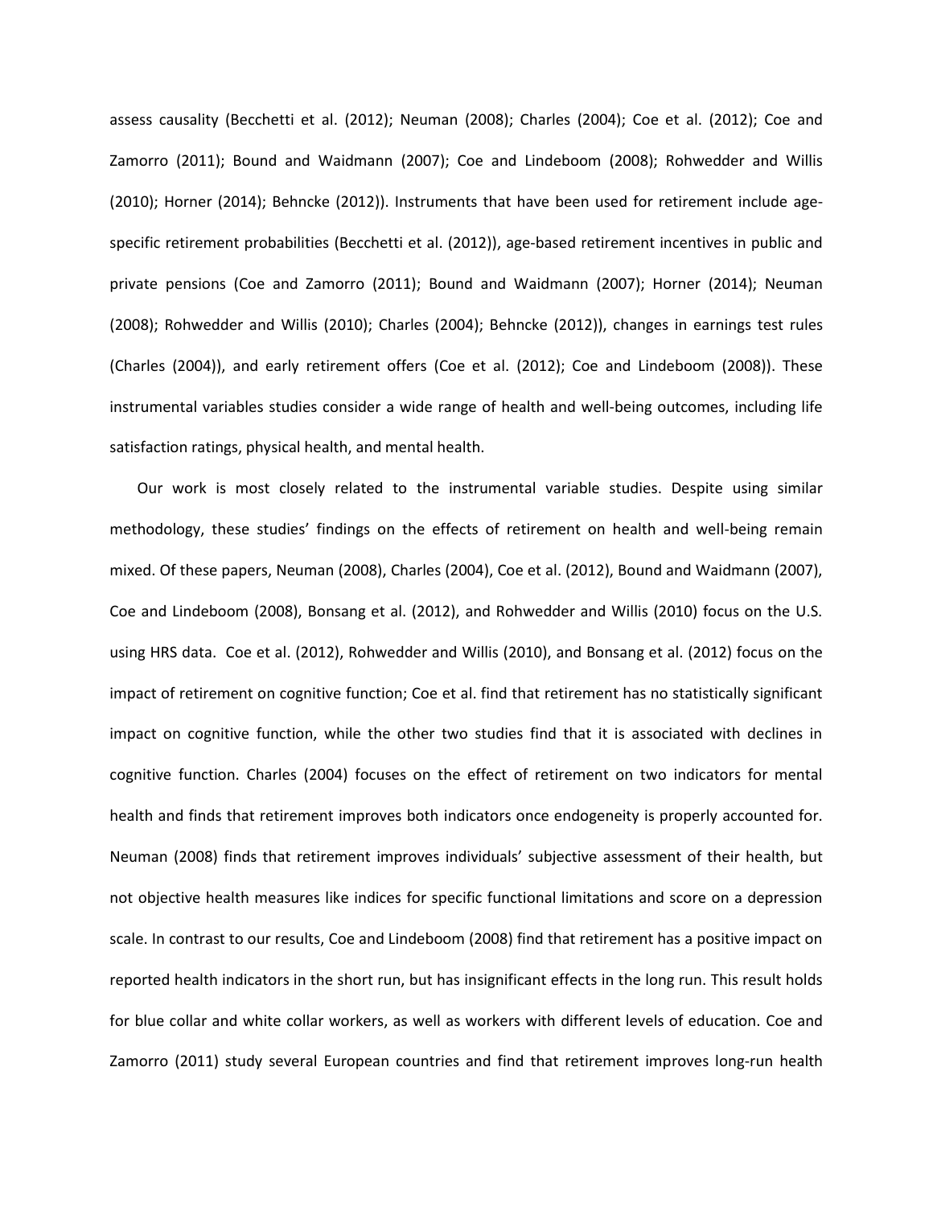assess causality (Becchetti et al. (2012); Neuman (2008); Charles (2004); Coe et al. (2012); Coe and Zamorro (2011); Bound and Waidmann (2007); Coe and Lindeboom (2008); Rohwedder and Willis (2010); Horner (2014); Behncke (2012)). Instruments that have been used for retirement include age-specific retirement probabilities (Becchetti et al. (2012)), age-based retirement incentives in public and private pensions (Coe and Zamorro (2011); Bound and Waidmann (2007); Horner (2014); Neuman (2008); Rohwedder and Willis (2010); Charles (2004); Behncke (2012)), changes in earnings test rules (Charles (2004)), and early retirement offers (Coe et al. (2012); Coe and Lindeboom (2008)). These instrumental variables studies consider a wide range of health and well-being outcomes, including life satisfaction ratings, physical health, and mental health.

Our work is most closely related to the instrumental variable studies. Despite using similar methodology, these studies' findings on the effects of retirement on health and well-being remain mixed. Of these papers, Neuman (2008), Charles (2004), Coe et al. (2012), Bound and Waidmann (2007), Coe and Lindeboom (2008), Bonsang et al. (2012), and Rohwedder and Willis (2010) focus on the U.S. using HRS data. Coe et al. (2012), Rohwedder and Willis (2010), and Bonsang et al. (2012) focus on the impact of retirement on cognitive function; Coe et al. find that retirement has no statistically significant impact on cognitive function, while the other two studies find that it is associated with declines in cognitive function. Charles (2004) focuses on the effect of retirement on two indicators for mental health and finds that retirement improves both indicators once endogeneity is properly accounted for. Neuman (2008) finds that retirement improves individuals' subjective assessment of their health, but not objective health measures like indices for specific functional limitations and score on a depression scale. In contrast to our results, Coe and Lindeboom (2008) find that retirement has a positive impact on reported health indicators in the short run, but has insignificant effects in the long run. This result holds for blue collar and white collar workers, as well as workers with different levels of education. Coe and Zamorro (2011) study several European countries and find that retirement improves long-run health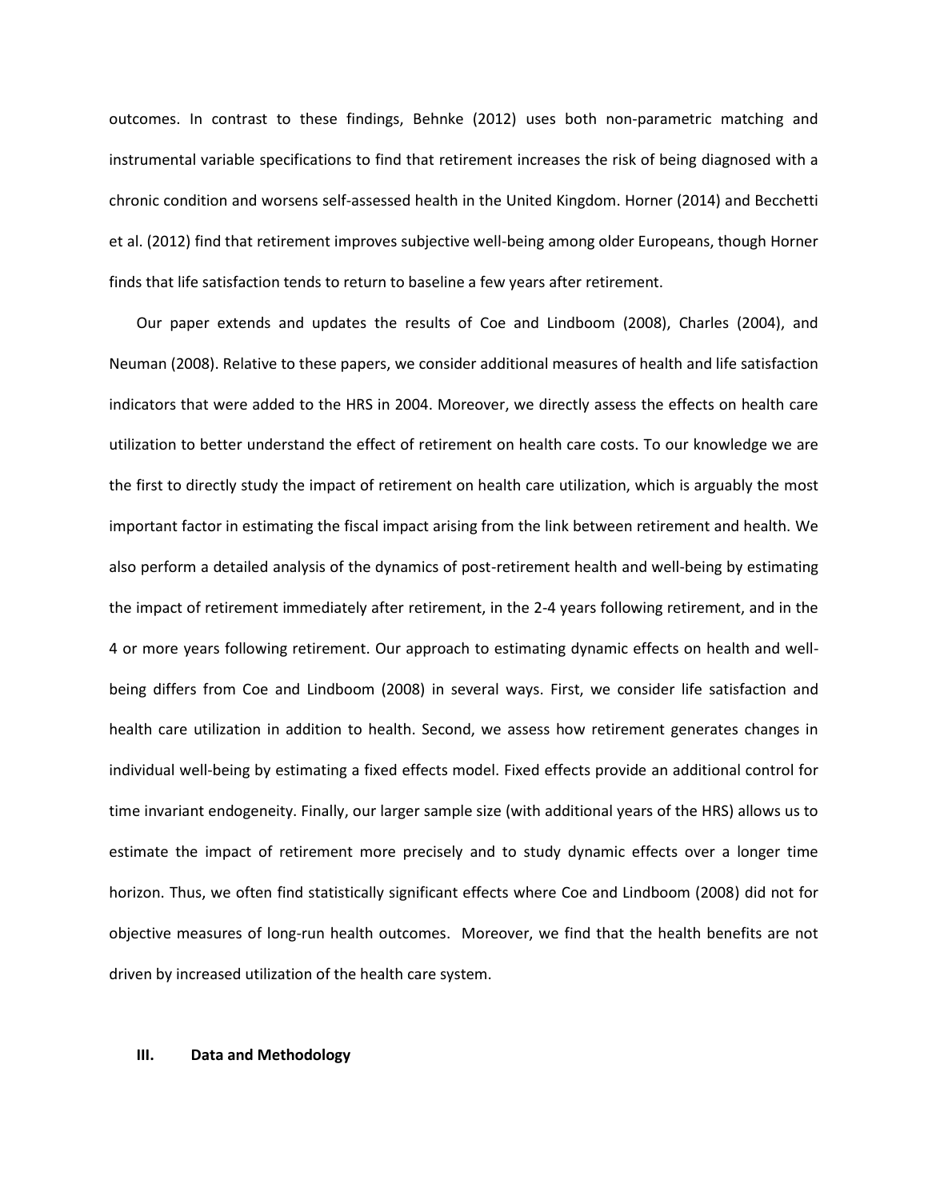outcomes. In contrast to these findings, Behnke (2012) uses both non-parametric matching and instrumental variable specifications to find that retirement increases the risk of being diagnosed with a chronic condition and worsens self-assessed health in the United Kingdom. Horner (2014) and Becchetti et al. (2012) find that retirement improves subjective well-being among older Europeans, though Horner finds that life satisfaction tends to return to baseline a few years after retirement.

Our paper extends and updates the results of Coe and Lindboom (2008), Charles (2004), and Neuman (2008). Relative to these papers, we consider additional measures of health and life satisfaction indicators that were added to the HRS in 2004. Moreover, we directly assess the effects on health care utilization to better understand the effect of retirement on health care costs. To our knowledge we are the first to directly study the impact of retirement on health care utilization, which is arguably the most important factor in estimating the fiscal impact arising from the link between retirement and health. We also perform a detailed analysis of the dynamics of post-retirement health and well-being by estimating the impact of retirement immediately after retirement, in the 2-4 years following retirement, and in the 4 or more years following retirement. Our approach to estimating dynamic effects on health and well-being differs from Coe and Lindboom (2008) in several ways. First, we consider life satisfaction and health care utilization in addition to health. Second, we assess how retirement generates changes in individual well-being by estimating a fixed effects model. Fixed effects provide an additional control for time invariant endogeneity. Finally, our larger sample size (with additional years of the HRS) allows us to estimate the impact of retirement more precisely and to study dynamic effects over a longer time horizon. Thus, we often find statistically significant effects where Coe and Lindboom (2008) did not for objective measures of long-run health outcomes. Moreover, we find that the health benefits are not driven by increased utilization of the health care system.

## III. Data and Methodology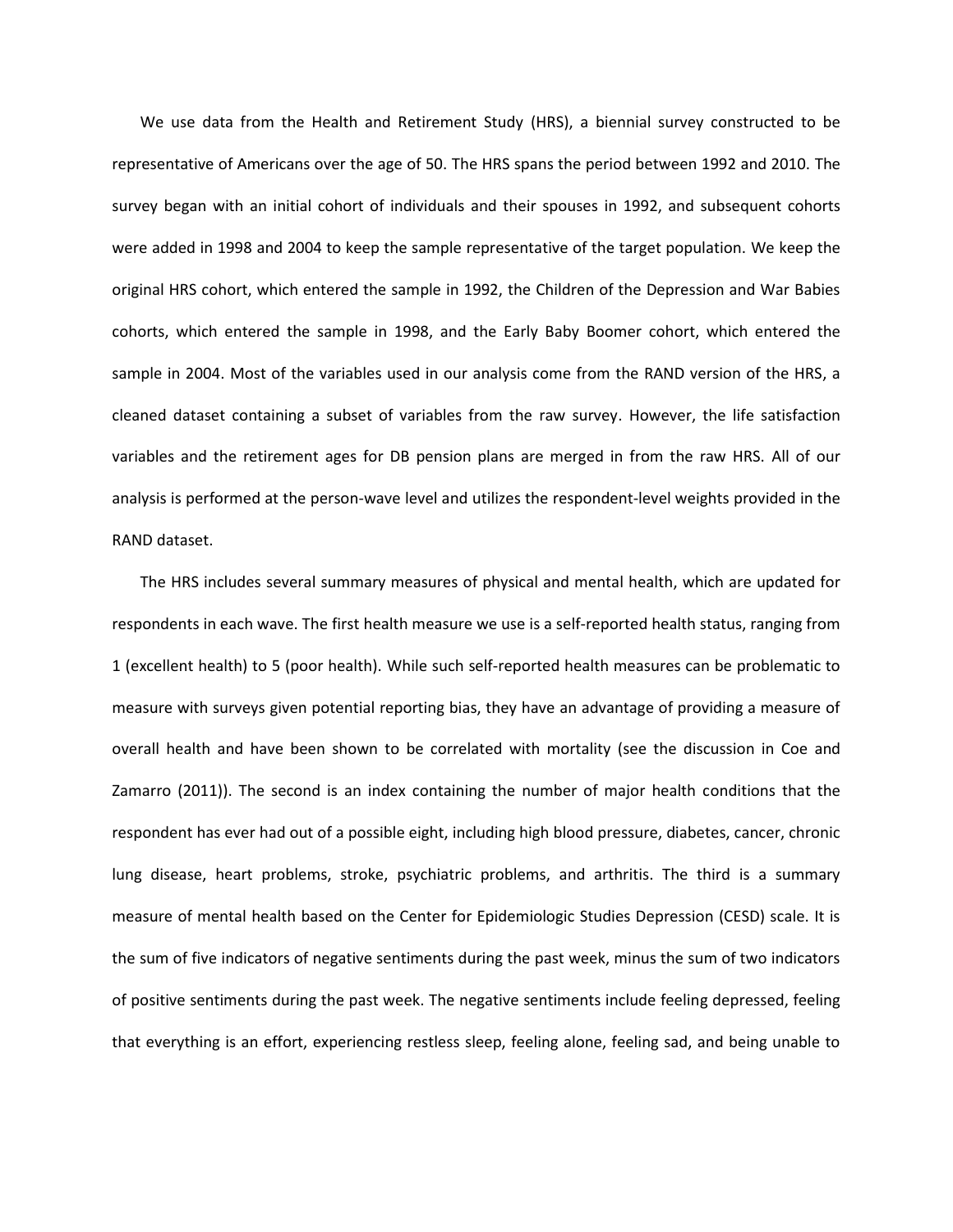We use data from the Health and Retirement Study (HRS), a biennial survey constructed to be representative of Americans over the age of 50. The HRS spans the period between 1992 and 2010. The survey began with an initial cohort of individuals and their spouses in 1992, and subsequent cohorts were added in 1998 and 2004 to keep the sample representative of the target population. We keep the original HRS cohort, which entered the sample in 1992, the Children of the Depression and War Babies cohorts, which entered the sample in 1998, and the Early Baby Boomer cohort, which entered the sample in 2004. Most of the variables used in our analysis come from the RAND version of the HRS, a cleaned dataset containing a subset of variables from the raw survey. However, the life satisfaction variables and the retirement ages for DB pension plans are merged in from the raw HRS. All of our analysis is performed at the person-wave level and utilizes the respondent-level weights provided in the RAND dataset.

The HRS includes several summary measures of physical and mental health, which are updated for respondents in each wave. The first health measure we use is a self-reported health status, ranging from 1 (excellent health) to 5 (poor health). While such self-reported health measures can be problematic to measure with surveys given potential reporting bias, they have an advantage of providing a measure of overall health and have been shown to be correlated with mortality (see the discussion in Coe and Zamarro (2011)). The second is an index containing the number of major health conditions that the respondent has ever had out of a possible eight, including high blood pressure, diabetes, cancer, chronic lung disease, heart problems, stroke, psychiatric problems, and arthritis. The third is a summary measure of mental health based on the Center for Epidemiologic Studies Depression (CESD) scale. It is the sum of five indicators of negative sentiments during the past week, minus the sum of two indicators of positive sentiments during the past week. The negative sentiments include feeling depressed, feeling that everything is an effort, experiencing restless sleep, feeling alone, feeling sad, and being unable to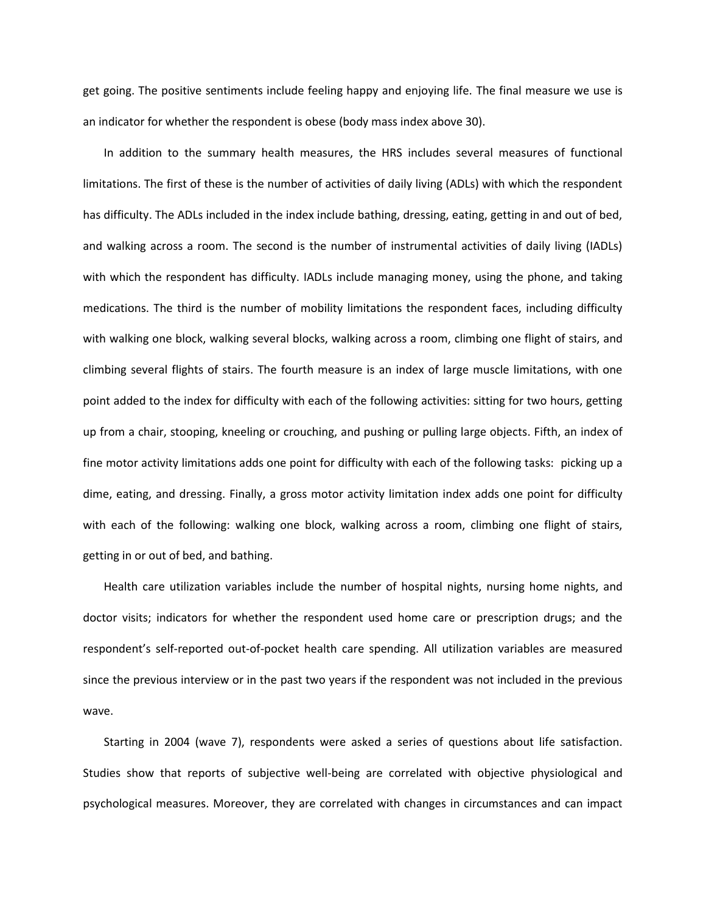get going. The positive sentiments include feeling happy and enjoying life. The final measure we use is an indicator for whether the respondent is obese (body mass index above 30).

In addition to the summary health measures, the HRS includes several measures of functional limitations. The first of these is the number of activities of daily living (ADLs) with which the respondent has difficulty. The ADLs included in the index include bathing, dressing, eating, getting in and out of bed, and walking across a room. The second is the number of instrumental activities of daily living (IADLs) with which the respondent has difficulty. IADLs include managing money, using the phone, and taking medications. The third is the number of mobility limitations the respondent faces, including difficulty with walking one block, walking several blocks, walking across a room, climbing one flight of stairs, and climbing several flights of stairs. The fourth measure is an index of large muscle limitations, with one point added to the index for difficulty with each of the following activities: sitting for two hours, getting up from a chair, stooping, kneeling or crouching, and pushing or pulling large objects. Fifth, an index of fine motor activity limitations adds one point for difficulty with each of the following tasks: picking up a dime, eating, and dressing. Finally, a gross motor activity limitation index adds one point for difficulty with each of the following: walking one block, walking across a room, climbing one flight of stairs, getting in or out of bed, and bathing.

Health care utilization variables include the number of hospital nights, nursing home nights, and doctor visits; indicators for whether the respondent used home care or prescription drugs; and the respondent's self-reported out-of-pocket health care spending. All utilization variables are measured since the previous interview or in the past two years if the respondent was not included in the previous wave.

Starting in 2004 (wave 7), respondents were asked a series of questions about life satisfaction. Studies show that reports of subjective well-being are correlated with objective physiological and psychological measures. Moreover, they are correlated with changes in circumstances and can impact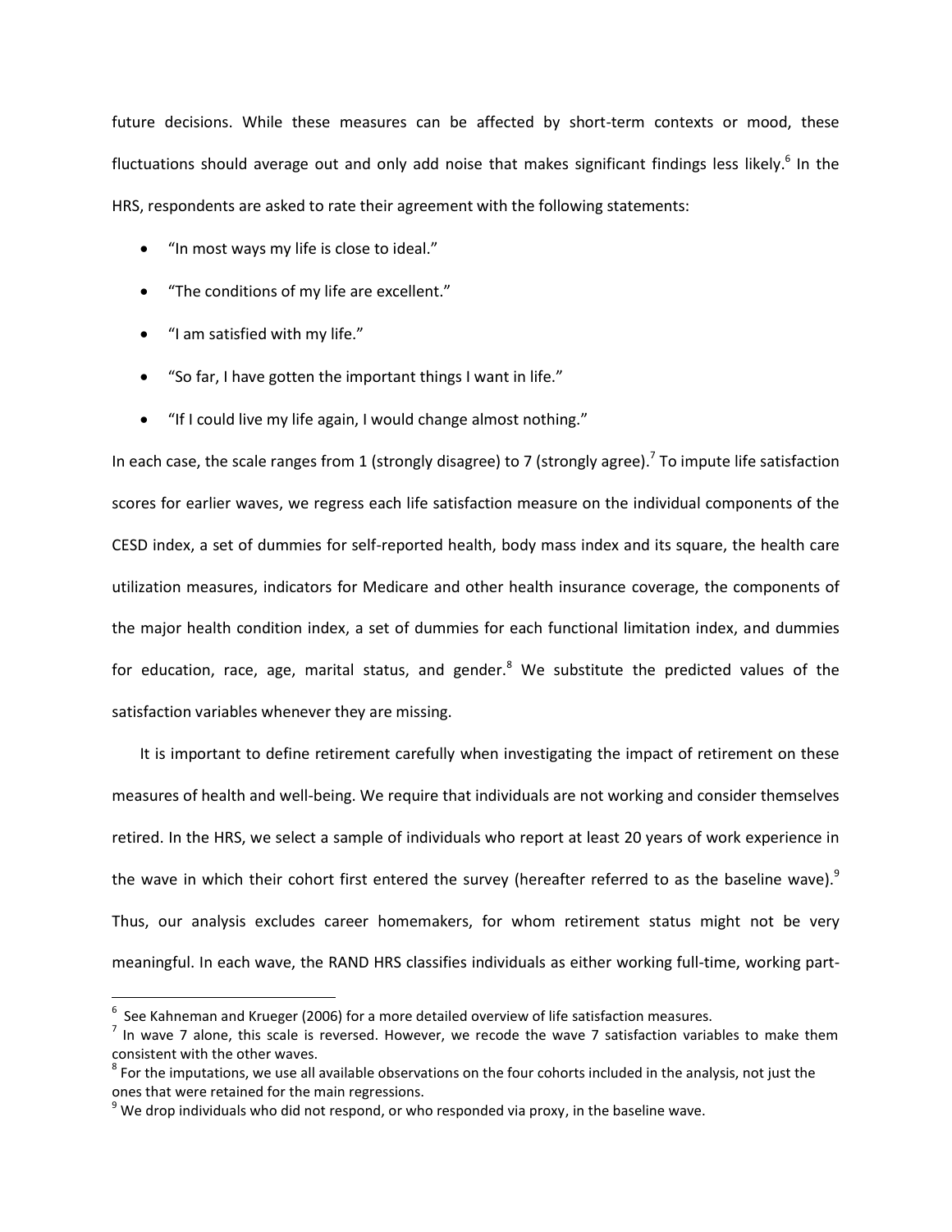future decisions. While these measures can be affected by short-term contexts or mood, these fluctuations should average out and only add noise that makes significant findings less likely.[6] In the HRS, respondents are asked to rate their agreement with the following statements:

- "In most ways my life is close to ideal."
- "The conditions of my life are excellent."
- "I am satisfied with my life."
- "So far, I have gotten the important things I want in life."
- "If I could live my life again, I would change almost nothing."

In each case, the scale ranges from 1 (strongly disagree) to 7 (strongly agree).[7] To impute life satisfaction scores for earlier waves, we regress each life satisfaction measure on the individual components of the CESD index, a set of dummies for self-reported health, body mass index and its square, the health care utilization measures, indicators for Medicare and other health insurance coverage, the components of the major health condition index, a set of dummies for each functional limitation index, and dummies for education, race, age, marital status, and gender.[8] We substitute the predicted values of the satisfaction variables whenever they are missing.

It is important to define retirement carefully when investigating the impact of retirement on these measures of health and well-being. We require that individuals are not working and consider themselves retired. In the HRS, we select a sample of individuals who report at least 20 years of work experience in the wave in which their cohort first entered the survey (hereafter referred to as the baseline wave).[9] Thus, our analysis excludes career homemakers, for whom retirement status might not be very meaningful. In each wave, the RAND HRS classifies individuals as either working full-time, working part-

[6] See Kahneman and Krueger (2006) for a more detailed overview of life satisfaction measures.

[7] In wave 7 alone, this scale is reversed. However, we recode the wave 7 satisfaction variables to make them consistent with the other waves.

[8] For the imputations, we use all available observations on the four cohorts included in the analysis, not just the ones that were retained for the main regressions.

[9] We drop individuals who did not respond, or who responded via proxy, in the baseline wave.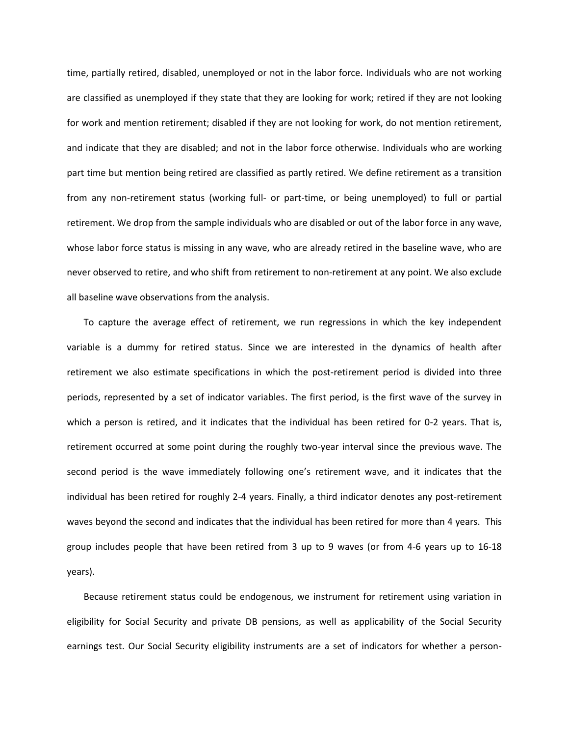time, partially retired, disabled, unemployed or not in the labor force. Individuals who are not working are classified as unemployed if they state that they are looking for work; retired if they are not looking for work and mention retirement; disabled if they are not looking for work, do not mention retirement, and indicate that they are disabled; and not in the labor force otherwise. Individuals who are working part time but mention being retired are classified as partly retired. We define retirement as a transition from any non-retirement status (working full- or part-time, or being unemployed) to full or partial retirement. We drop from the sample individuals who are disabled or out of the labor force in any wave, whose labor force status is missing in any wave, who are already retired in the baseline wave, who are never observed to retire, and who shift from retirement to non-retirement at any point. We also exclude all baseline wave observations from the analysis.

To capture the average effect of retirement, we run regressions in which the key independent variable is a dummy for retired status. Since we are interested in the dynamics of health after retirement we also estimate specifications in which the post-retirement period is divided into three periods, represented by a set of indicator variables. The first period, is the first wave of the survey in which a person is retired, and it indicates that the individual has been retired for 0-2 years. That is, retirement occurred at some point during the roughly two-year interval since the previous wave. The second period is the wave immediately following one's retirement wave, and it indicates that the individual has been retired for roughly 2-4 years. Finally, a third indicator denotes any post-retirement waves beyond the second and indicates that the individual has been retired for more than 4 years. This group includes people that have been retired from 3 up to 9 waves (or from 4-6 years up to 16-18 years).

Because retirement status could be endogenous, we instrument for retirement using variation in eligibility for Social Security and private DB pensions, as well as applicability of the Social Security earnings test. Our Social Security eligibility instruments are a set of indicators for whether a person-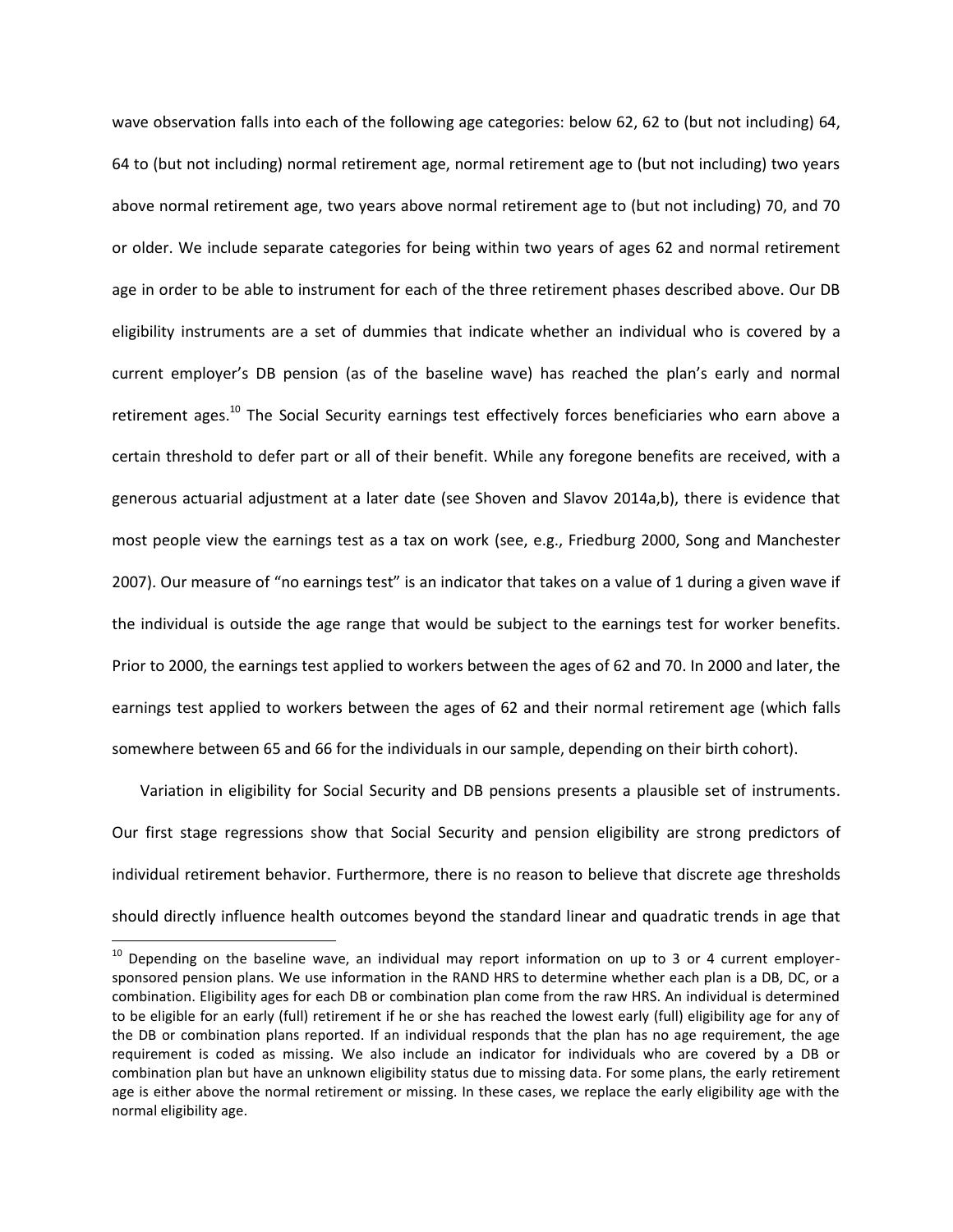wave observation falls into each of the following age categories: below 62, 62 to (but not including) 64, 64 to (but not including) normal retirement age, normal retirement age to (but not including) two years above normal retirement age, two years above normal retirement age to (but not including) 70, and 70 or older. We include separate categories for being within two years of ages 62 and normal retirement age in order to be able to instrument for each of the three retirement phases described above. Our DB eligibility instruments are a set of dummies that indicate whether an individual who is covered by a current employer's DB pension (as of the baseline wave) has reached the plan's early and normal retirement ages.[10] The Social Security earnings test effectively forces beneficiaries who earn above a certain threshold to defer part or all of their benefit. While any foregone benefits are received, with a generous actuarial adjustment at a later date (see Shoven and Slavov 2014a,b), there is evidence that most people view the earnings test as a tax on work (see, e.g., Friedburg 2000, Song and Manchester 2007). Our measure of "no earnings test" is an indicator that takes on a value of 1 during a given wave if the individual is outside the age range that would be subject to the earnings test for worker benefits. Prior to 2000, the earnings test applied to workers between the ages of 62 and 70. In 2000 and later, the earnings test applied to workers between the ages of 62 and their normal retirement age (which falls somewhere between 65 and 66 for the individuals in our sample, depending on their birth cohort).

Variation in eligibility for Social Security and DB pensions presents a plausible set of instruments. Our first stage regressions show that Social Security and pension eligibility are strong predictors of individual retirement behavior. Furthermore, there is no reason to believe that discrete age thresholds should directly influence health outcomes beyond the standard linear and quadratic trends in age that

[10] Depending on the baseline wave, an individual may report information on up to 3 or 4 current employer-sponsored pension plans. We use information in the RAND HRS to determine whether each plan is a DB, DC, or a combination. Eligibility ages for each DB or combination plan come from the raw HRS. An individual is determined to be eligible for an early (full) retirement if he or she has reached the lowest early (full) eligibility age for any of the DB or combination plans reported. If an individual responds that the plan has no age requirement, the age requirement is coded as missing. We also include an indicator for individuals who are covered by a DB or combination plan but have an unknown eligibility status due to missing data. For some plans, the early retirement age is either above the normal retirement or missing. In these cases, we replace the early eligibility age with the normal eligibility age.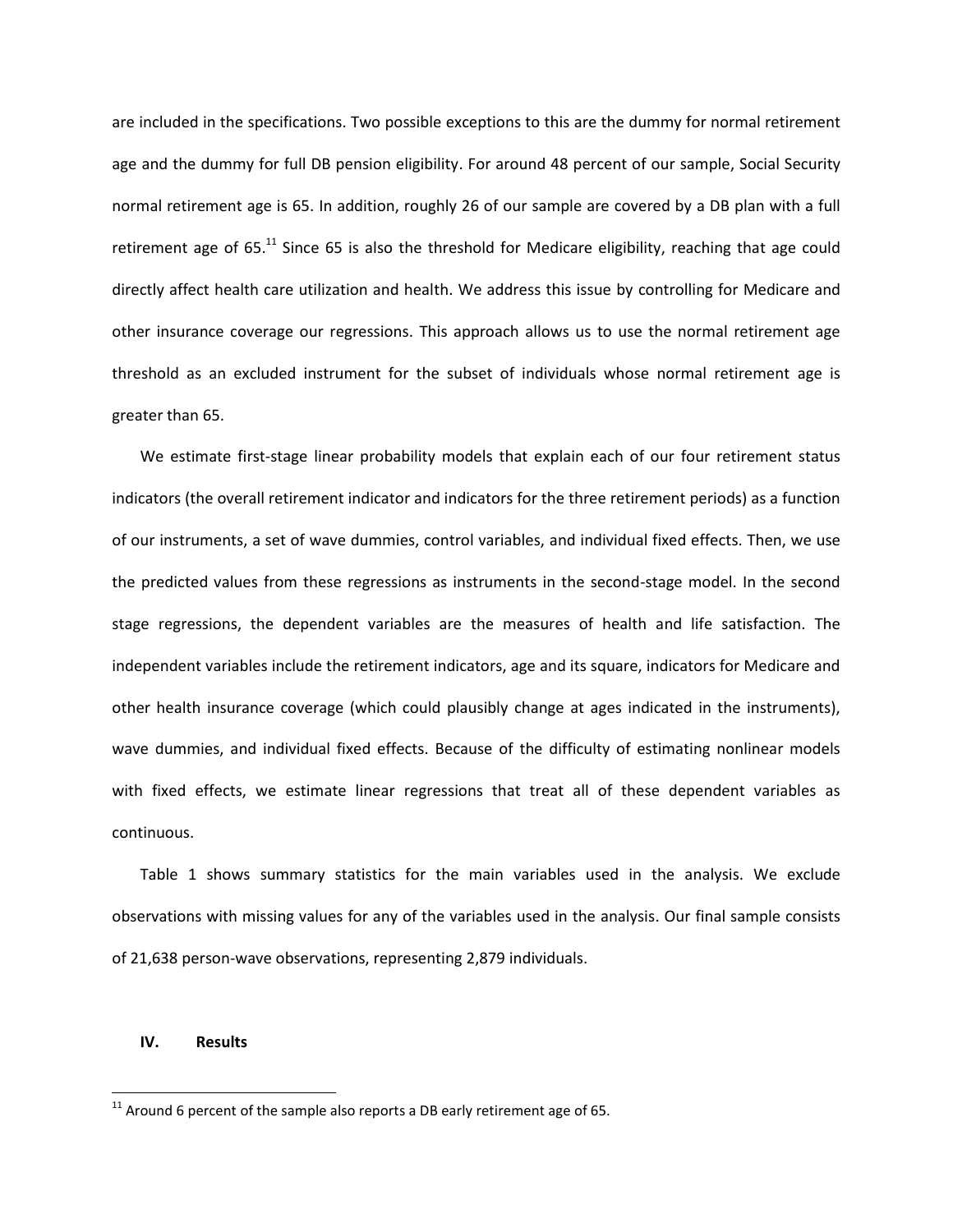are included in the specifications. Two possible exceptions to this are the dummy for normal retirement age and the dummy for full DB pension eligibility. For around 48 percent of our sample, Social Security normal retirement age is 65. In addition, roughly 26 of our sample are covered by a DB plan with a full retirement age of 65.[11] Since 65 is also the threshold for Medicare eligibility, reaching that age could directly affect health care utilization and health. We address this issue by controlling for Medicare and other insurance coverage our regressions. This approach allows us to use the normal retirement age threshold as an excluded instrument for the subset of individuals whose normal retirement age is greater than 65.

We estimate first-stage linear probability models that explain each of our four retirement status indicators (the overall retirement indicator and indicators for the three retirement periods) as a function of our instruments, a set of wave dummies, control variables, and individual fixed effects. Then, we use the predicted values from these regressions as instruments in the second-stage model. In the second stage regressions, the dependent variables are the measures of health and life satisfaction. The independent variables include the retirement indicators, age and its square, indicators for Medicare and other health insurance coverage (which could plausibly change at ages indicated in the instruments), wave dummies, and individual fixed effects. Because of the difficulty of estimating nonlinear models with fixed effects, we estimate linear regressions that treat all of these dependent variables as continuous.

Table 1 shows summary statistics for the main variables used in the analysis. We exclude observations with missing values for any of the variables used in the analysis. Our final sample consists of 21,638 person-wave observations, representing 2,879 individuals.

## IV. Results

[11] Around 6 percent of the sample also reports a DB early retirement age of 65.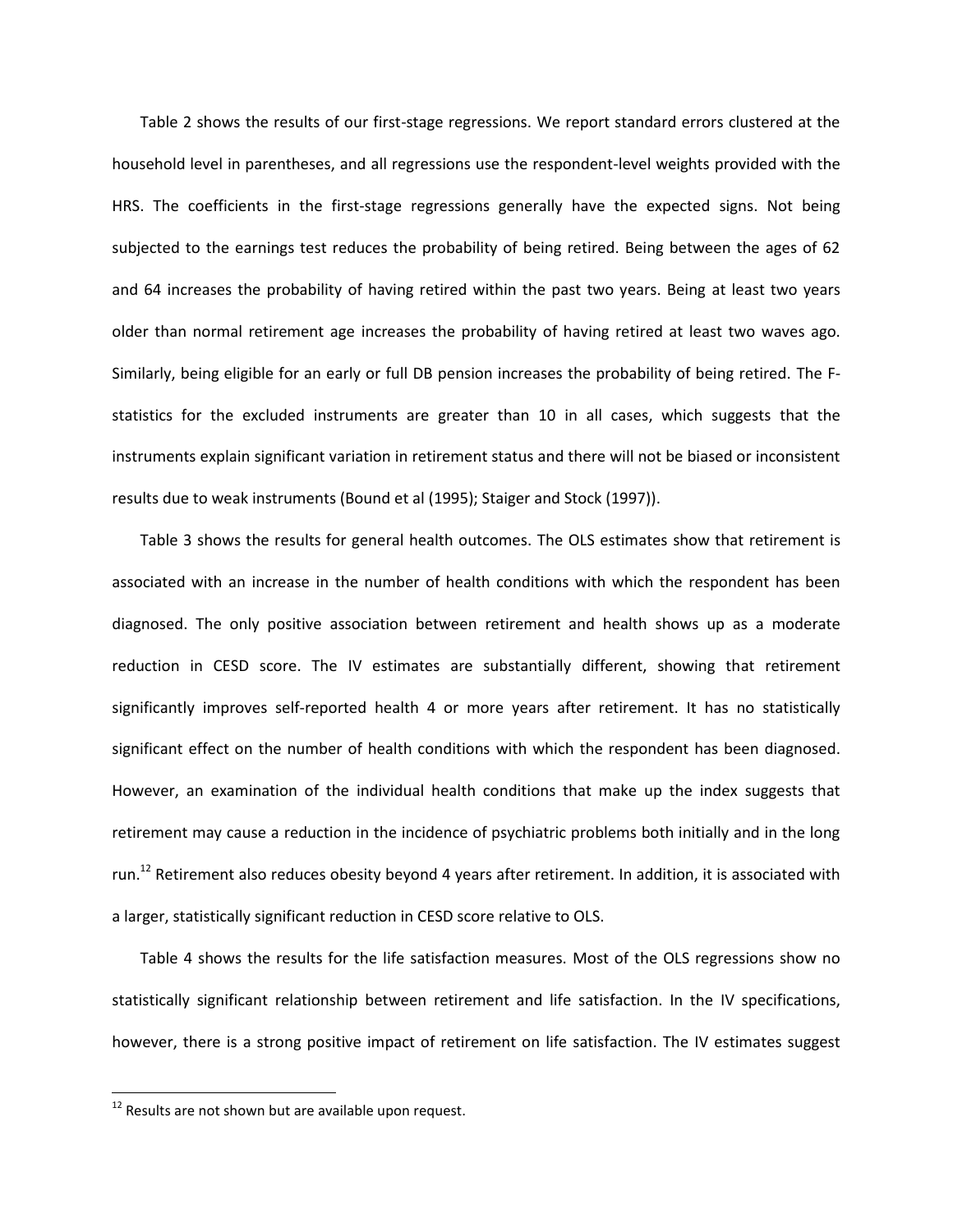Table 2 shows the results of our first-stage regressions. We report standard errors clustered at the household level in parentheses, and all regressions use the respondent-level weights provided with the HRS. The coefficients in the first-stage regressions generally have the expected signs. Not being subjected to the earnings test reduces the probability of being retired. Being between the ages of 62 and 64 increases the probability of having retired within the past two years. Being at least two years older than normal retirement age increases the probability of having retired at least two waves ago. Similarly, being eligible for an early or full DB pension increases the probability of being retired. The F-statistics for the excluded instruments are greater than 10 in all cases, which suggests that the instruments explain significant variation in retirement status and there will not be biased or inconsistent results due to weak instruments (Bound et al (1995); Staiger and Stock (1997)).

Table 3 shows the results for general health outcomes. The OLS estimates show that retirement is associated with an increase in the number of health conditions with which the respondent has been diagnosed. The only positive association between retirement and health shows up as a moderate reduction in CESD score. The IV estimates are substantially different, showing that retirement significantly improves self-reported health 4 or more years after retirement. It has no statistically significant effect on the number of health conditions with which the respondent has been diagnosed. However, an examination of the individual health conditions that make up the index suggests that retirement may cause a reduction in the incidence of psychiatric problems both initially and in the long run.[12] Retirement also reduces obesity beyond 4 years after retirement. In addition, it is associated with a larger, statistically significant reduction in CESD score relative to OLS.

Table 4 shows the results for the life satisfaction measures. Most of the OLS regressions show no statistically significant relationship between retirement and life satisfaction. In the IV specifications, however, there is a strong positive impact of retirement on life satisfaction. The IV estimates suggest

[12] Results are not shown but are available upon request.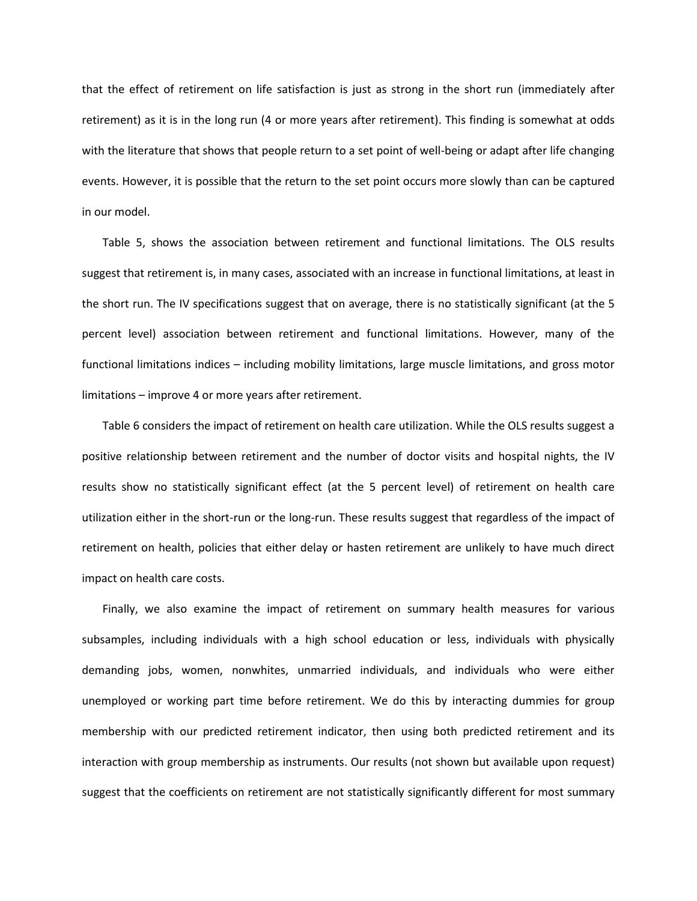that the effect of retirement on life satisfaction is just as strong in the short run (immediately after retirement) as it is in the long run (4 or more years after retirement). This finding is somewhat at odds with the literature that shows that people return to a set point of well-being or adapt after life changing events. However, it is possible that the return to the set point occurs more slowly than can be captured in our model.

Table 5, shows the association between retirement and functional limitations. The OLS results suggest that retirement is, in many cases, associated with an increase in functional limitations, at least in the short run. The IV specifications suggest that on average, there is no statistically significant (at the 5 percent level) association between retirement and functional limitations. However, many of the functional limitations indices – including mobility limitations, large muscle limitations, and gross motor limitations – improve 4 or more years after retirement.

Table 6 considers the impact of retirement on health care utilization. While the OLS results suggest a positive relationship between retirement and the number of doctor visits and hospital nights, the IV results show no statistically significant effect (at the 5 percent level) of retirement on health care utilization either in the short-run or the long-run. These results suggest that regardless of the impact of retirement on health, policies that either delay or hasten retirement are unlikely to have much direct impact on health care costs.

Finally, we also examine the impact of retirement on summary health measures for various subsamples, including individuals with a high school education or less, individuals with physically demanding jobs, women, nonwhites, unmarried individuals, and individuals who were either unemployed or working part time before retirement. We do this by interacting dummies for group membership with our predicted retirement indicator, then using both predicted retirement and its interaction with group membership as instruments. Our results (not shown but available upon request) suggest that the coefficients on retirement are not statistically significantly different for most summary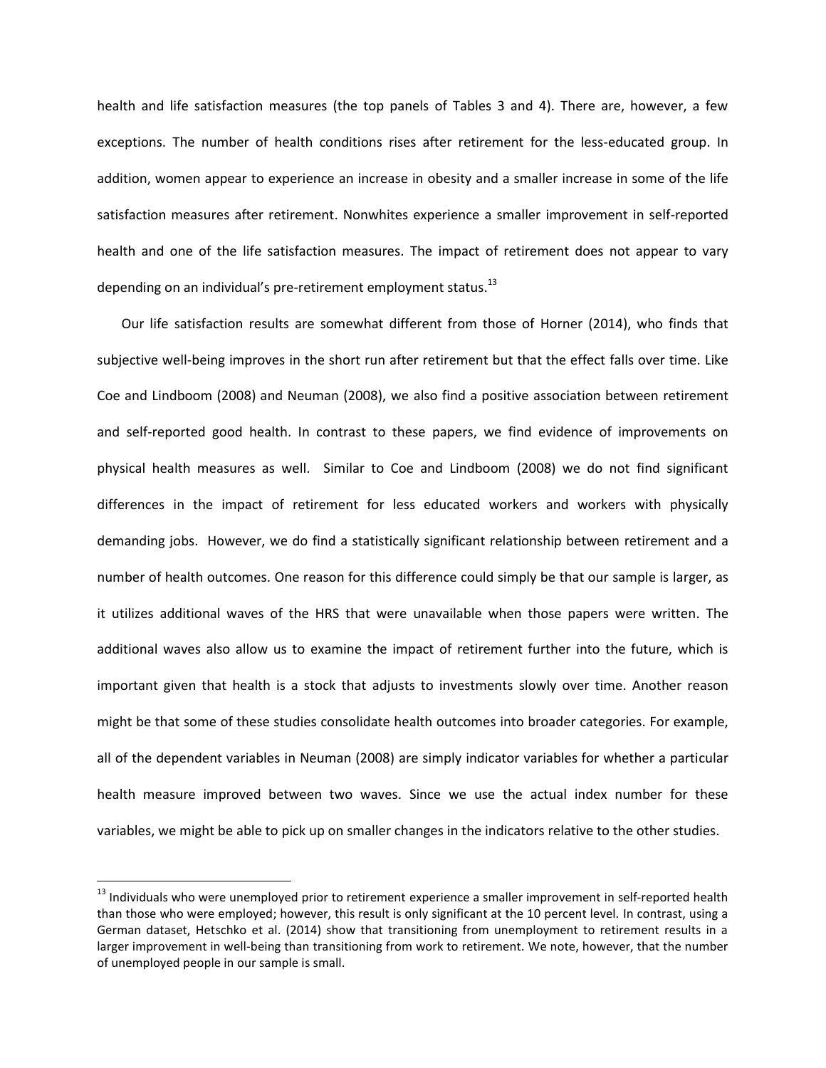health and life satisfaction measures (the top panels of Tables 3 and 4). There are, however, a few exceptions. The number of health conditions rises after retirement for the less-educated group. In addition, women appear to experience an increase in obesity and a smaller increase in some of the life satisfaction measures after retirement. Nonwhites experience a smaller improvement in self-reported health and one of the life satisfaction measures. The impact of retirement does not appear to vary depending on an individual's pre-retirement employment status.[13]

Our life satisfaction results are somewhat different from those of Horner (2014), who finds that subjective well-being improves in the short run after retirement but that the effect falls over time. Like Coe and Lindboom (2008) and Neuman (2008), we also find a positive association between retirement and self-reported good health. In contrast to these papers, we find evidence of improvements on physical health measures as well. Similar to Coe and Lindboom (2008) we do not find significant differences in the impact of retirement for less educated workers and workers with physically demanding jobs. However, we do find a statistically significant relationship between retirement and a number of health outcomes. One reason for this difference could simply be that our sample is larger, as it utilizes additional waves of the HRS that were unavailable when those papers were written. The additional waves also allow us to examine the impact of retirement further into the future, which is important given that health is a stock that adjusts to investments slowly over time. Another reason might be that some of these studies consolidate health outcomes into broader categories. For example, all of the dependent variables in Neuman (2008) are simply indicator variables for whether a particular health measure improved between two waves. Since we use the actual index number for these variables, we might be able to pick up on smaller changes in the indicators relative to the other studies.

[13] Individuals who were unemployed prior to retirement experience a smaller improvement in self-reported health than those who were employed; however, this result is only significant at the 10 percent level. In contrast, using a German dataset, Hetschko et al. (2014) show that transitioning from unemployment to retirement results in a larger improvement in well-being than transitioning from work to retirement. We note, however, that the number of unemployed people in our sample is small.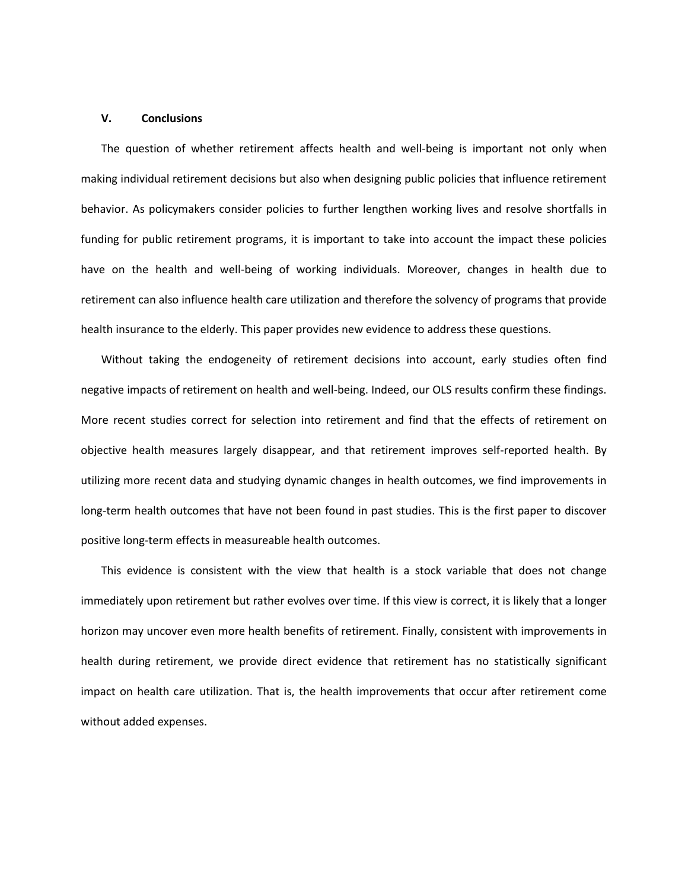## V. Conclusions

The question of whether retirement affects health and well-being is important not only when making individual retirement decisions but also when designing public policies that influence retirement behavior. As policymakers consider policies to further lengthen working lives and resolve shortfalls in funding for public retirement programs, it is important to take into account the impact these policies have on the health and well-being of working individuals. Moreover, changes in health due to retirement can also influence health care utilization and therefore the solvency of programs that provide health insurance to the elderly. This paper provides new evidence to address these questions.

Without taking the endogeneity of retirement decisions into account, early studies often find negative impacts of retirement on health and well-being. Indeed, our OLS results confirm these findings. More recent studies correct for selection into retirement and find that the effects of retirement on objective health measures largely disappear, and that retirement improves self-reported health. By utilizing more recent data and studying dynamic changes in health outcomes, we find improvements in long-term health outcomes that have not been found in past studies. This is the first paper to discover positive long-term effects in measureable health outcomes.

This evidence is consistent with the view that health is a stock variable that does not change immediately upon retirement but rather evolves over time. If this view is correct, it is likely that a longer horizon may uncover even more health benefits of retirement. Finally, consistent with improvements in health during retirement, we provide direct evidence that retirement has no statistically significant impact on health care utilization. That is, the health improvements that occur after retirement come without added expenses.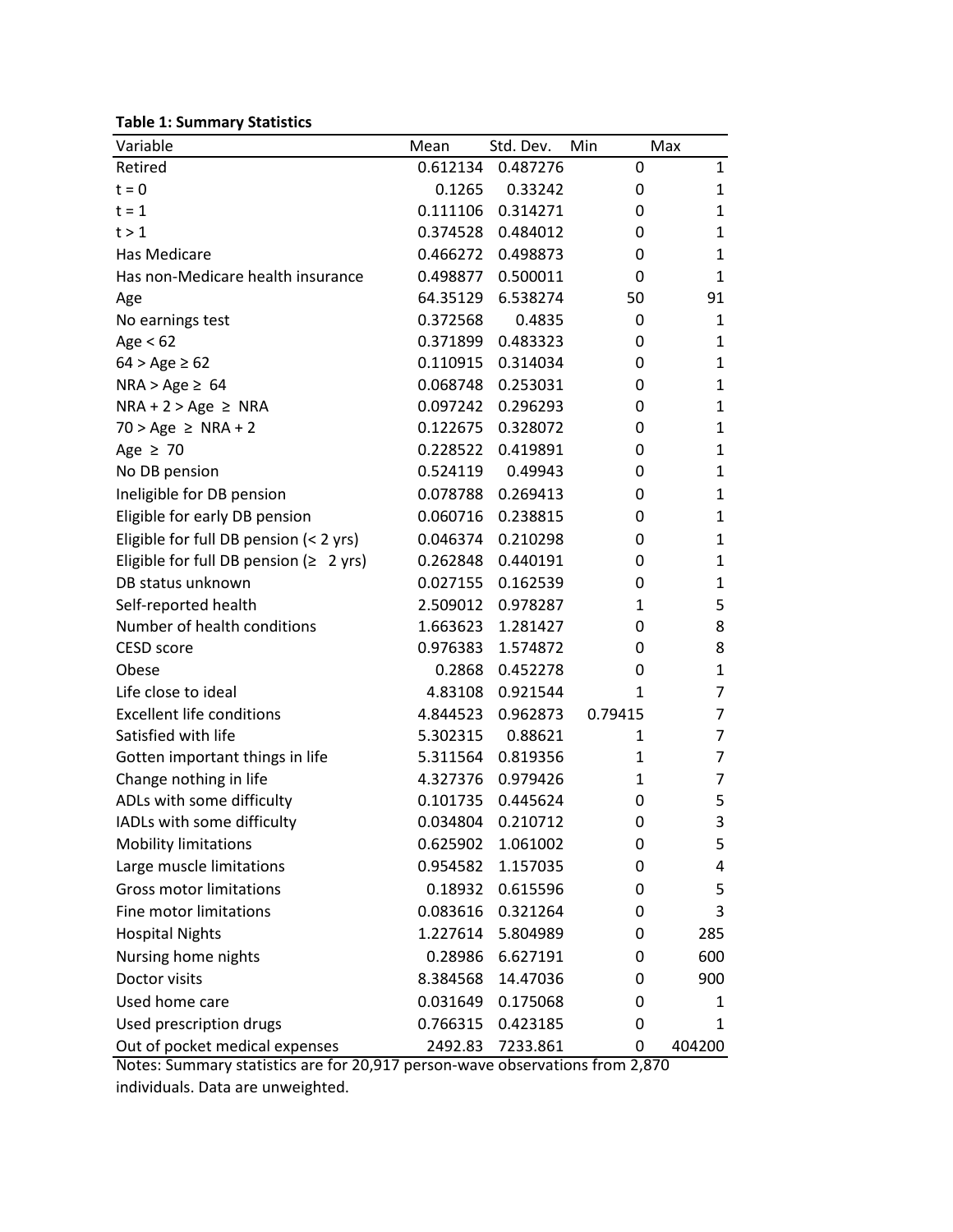**Table 1: Summary Statistics**

| Variable | Mean | Std. Dev. | Min | Max |
|---|---|---|---|---|
| Retired | 0.612134 | 0.487276 | 0 | 1 |
| t = 0 | 0.1265 | 0.33242 | 0 | 1 |
| t = 1 | 0.111106 | 0.314271 | 0 | 1 |
| t > 1 | 0.374528 | 0.484012 | 0 | 1 |
| Has Medicare | 0.466272 | 0.498873 | 0 | 1 |
| Has non-Medicare health insurance | 0.498877 | 0.500011 | 0 | 1 |
| Age | 64.35129 | 6.538274 | 50 | 91 |
| No earnings test | 0.372568 | 0.4835 | 0 | 1 |
| Age < 62 | 0.371899 | 0.483323 | 0 | 1 |
| 64 > Age ≥ 62 | 0.110915 | 0.314034 | 0 | 1 |
| NRA > Age ≥ 64 | 0.068748 | 0.253031 | 0 | 1 |
| NRA + 2 > Age ≥ NRA | 0.097242 | 0.296293 | 0 | 1 |
| 70 > Age ≥ NRA + 2 | 0.122675 | 0.328072 | 0 | 1 |
| Age ≥ 70 | 0.228522 | 0.419891 | 0 | 1 |
| No DB pension | 0.524119 | 0.49943 | 0 | 1 |
| Ineligible for DB pension | 0.078788 | 0.269413 | 0 | 1 |
| Eligible for early DB pension | 0.060716 | 0.238815 | 0 | 1 |
| Eligible for full DB pension (< 2 yrs) | 0.046374 | 0.210298 | 0 | 1 |
| Eligible for full DB pension (≥ 2 yrs) | 0.262848 | 0.440191 | 0 | 1 |
| DB status unknown | 0.027155 | 0.162539 | 0 | 1 |
| Self-reported health | 2.509012 | 0.978287 | 1 | 5 |
| Number of health conditions | 1.663623 | 1.281427 | 0 | 8 |
| CESD score | 0.976383 | 1.574872 | 0 | 8 |
| Obese | 0.2868 | 0.452278 | 0 | 1 |
| Life close to ideal | 4.83108 | 0.921544 | 1 | 7 |
| Excellent life conditions | 4.844523 | 0.962873 | 0.79415 | 7 |
| Satisfied with life | 5.302315 | 0.88621 | 1 | 7 |
| Gotten important things in life | 5.311564 | 0.819356 | 1 | 7 |
| Change nothing in life | 4.327376 | 0.979426 | 1 | 7 |
| ADLs with some difficulty | 0.101735 | 0.445624 | 0 | 5 |
| IADLs with some difficulty | 0.034804 | 0.210712 | 0 | 3 |
| Mobility limitations | 0.625902 | 1.061002 | 0 | 5 |
| Large muscle limitations | 0.954582 | 1.157035 | 0 | 4 |
| Gross motor limitations | 0.18932 | 0.615596 | 0 | 5 |
| Fine motor limitations | 0.083616 | 0.321264 | 0 | 3 |
| Hospital Nights | 1.227614 | 5.804989 | 0 | 285 |
| Nursing home nights | 0.28986 | 6.627191 | 0 | 600 |
| Doctor visits | 8.384568 | 14.47036 | 0 | 900 |
| Used home care | 0.031649 | 0.175068 | 0 | 1 |
| Used prescription drugs | 0.766315 | 0.423185 | 0 | 1 |
| Out of pocket medical expenses | 2492.83 | 7233.861 | 0 | 404200 |

Notes: Summary statistics are for 20,917 person-wave observations from 2,870 individuals. Data are unweighted.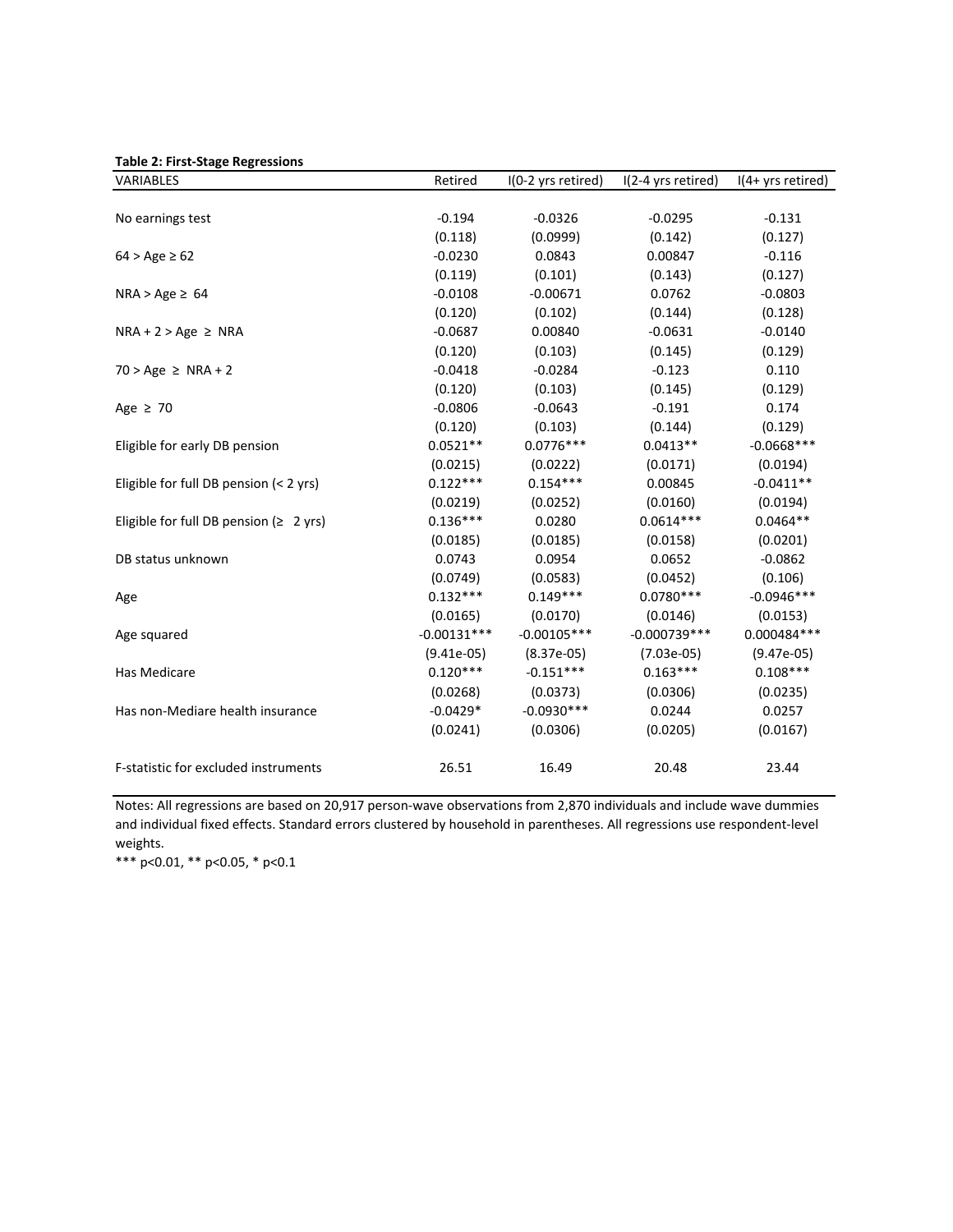**Table 2: First-Stage Regressions**

| VARIABLES | Retired | I(0-2 yrs retired) | I(2-4 yrs retired) | I(4+ yrs retired) |
|---|---|---|---|---|
| No earnings test | -0.194 | -0.0326 | -0.0295 | -0.131 |
| | (0.118) | (0.0999) | (0.142) | (0.127) |
| 64 > Age ≥ 62 | -0.0230 | 0.0843 | 0.00847 | -0.116 |
| | (0.119) | (0.101) | (0.143) | (0.127) |
| NRA > Age ≥ 64 | -0.0108 | -0.00671 | 0.0762 | -0.0803 |
| | (0.120) | (0.102) | (0.144) | (0.128) |
| NRA + 2 > Age ≥ NRA | -0.0687 | 0.00840 | -0.0631 | -0.0140 |
| | (0.120) | (0.103) | (0.145) | (0.129) |
| 70 > Age ≥ NRA + 2 | -0.0418 | -0.0284 | -0.123 | 0.110 |
| | (0.120) | (0.103) | (0.145) | (0.129) |
| Age ≥ 70 | -0.0806 | -0.0643 | -0.191 | 0.174 |
| | (0.120) | (0.103) | (0.144) | (0.129) |
| Eligible for early DB pension | 0.0521** | 0.0776*** | 0.0413** | -0.0668*** |
| | (0.0215) | (0.0222) | (0.0171) | (0.0194) |
| Eligible for full DB pension (< 2 yrs) | 0.122*** | 0.154*** | 0.00845 | -0.0411** |
| | (0.0219) | (0.0252) | (0.0160) | (0.0194) |
| Eligible for full DB pension (≥ 2 yrs) | 0.136*** | 0.0280 | 0.0614*** | 0.0464** |
| | (0.0185) | (0.0185) | (0.0158) | (0.0201) |
| DB status unknown | 0.0743 | 0.0954 | 0.0652 | -0.0862 |
| | (0.0749) | (0.0583) | (0.0452) | (0.106) |
| Age | 0.132*** | 0.149*** | 0.0780*** | -0.0946*** |
| | (0.0165) | (0.0170) | (0.0146) | (0.0153) |
| Age squared | -0.00131*** | -0.00105*** | -0.000739*** | 0.000484*** |
| | (9.41e-05) | (8.37e-05) | (7.03e-05) | (9.47e-05) |
| Has Medicare | 0.120*** | -0.151*** | 0.163*** | 0.108*** |
| | (0.0268) | (0.0373) | (0.0306) | (0.0235) |
| Has non-Mediare health insurance | -0.0429* | -0.0930*** | 0.0244 | 0.0257 |
| | (0.0241) | (0.0306) | (0.0205) | (0.0167) |
| F-statistic for excluded instruments | 26.51 | 16.49 | 20.48 | 23.44 |

Notes: All regressions are based on 20,917 person-wave observations from 2,870 individuals and include wave dummies and individual fixed effects. Standard errors clustered by household in parentheses. All regressions use respondent-level weights.

*** p<0.01, ** p<0.05, * p<0.1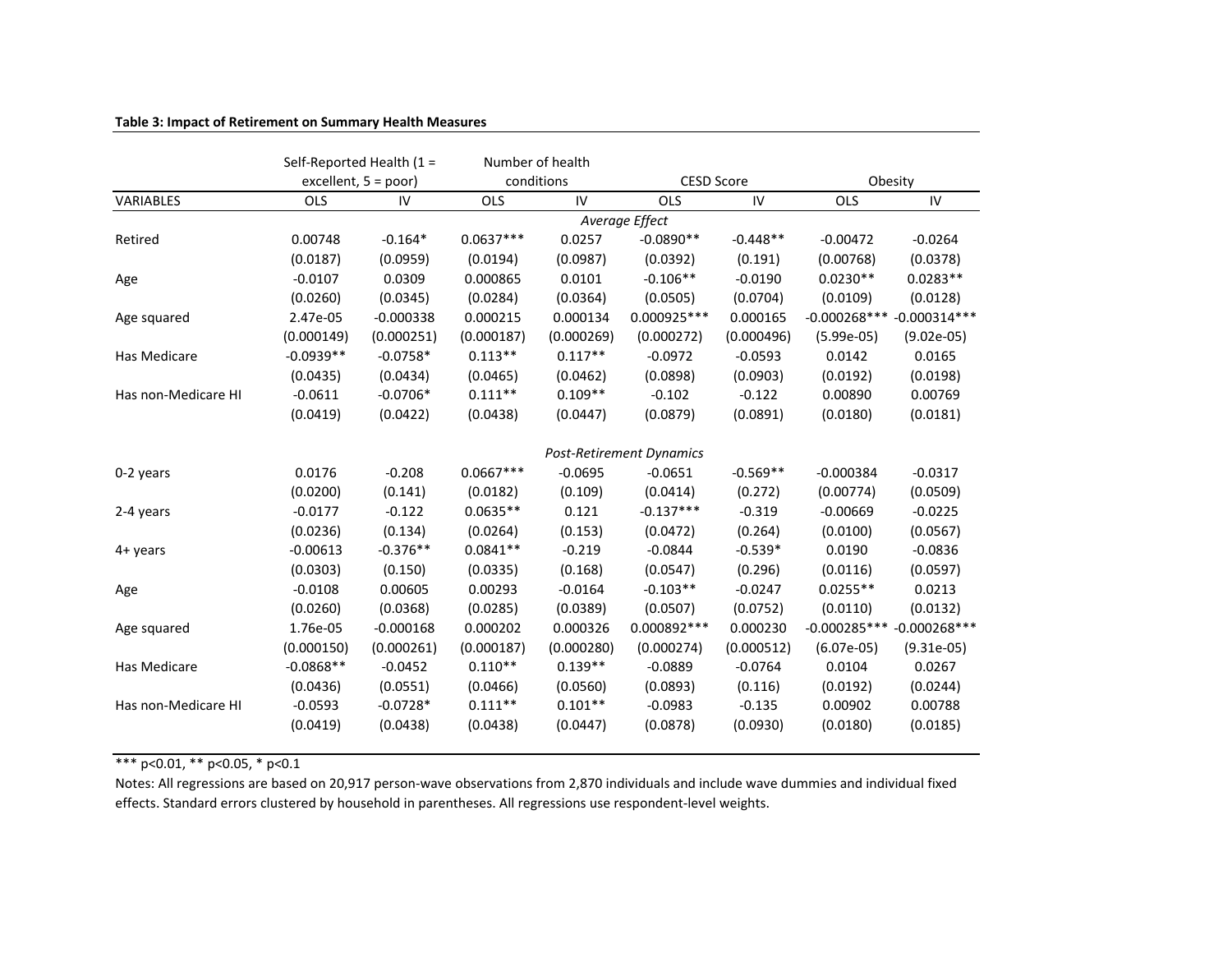**Table 3: Impact of Retirement on Summary Health Measures**

| | Self-Reported Health (1 = excellent, 5 = poor) | | Number of health conditions | | CESD Score | | Obesity | |
|---|---|---|---|---|---|---|---|---|
| VARIABLES | OLS | IV | OLS | IV | OLS | IV | OLS | IV |
| | | | | *Average Effect* | | | | |
| Retired | 0.00748 | -0.164* | 0.0637*** | 0.0257 | -0.0890** | -0.448** | -0.00472 | -0.0264 |
| | (0.0187) | (0.0959) | (0.0194) | (0.0987) | (0.0392) | (0.191) | (0.00768) | (0.0378) |
| Age | -0.0107 | 0.0309 | 0.000865 | 0.0101 | -0.106** | -0.0190 | 0.0230** | 0.0283** |
| | (0.0260) | (0.0345) | (0.0284) | (0.0364) | (0.0505) | (0.0704) | (0.0109) | (0.0128) |
| Age squared | 2.47e-05 | -0.000338 | 0.000215 | 0.000134 | 0.000925*** | 0.000165 | -0.000268*** | -0.000314*** |
| | (0.000149) | (0.000251) | (0.000187) | (0.000269) | (0.000272) | (0.000496) | (5.99e-05) | (9.02e-05) |
| Has Medicare | -0.0939** | -0.0758* | 0.113** | 0.117** | -0.0972 | -0.0593 | 0.0142 | 0.0165 |
| | (0.0435) | (0.0434) | (0.0465) | (0.0462) | (0.0898) | (0.0903) | (0.0192) | (0.0198) |
| Has non-Medicare HI | -0.0611 | -0.0706* | 0.111** | 0.109** | -0.102 | -0.122 | 0.00890 | 0.00769 |
| | (0.0419) | (0.0422) | (0.0438) | (0.0447) | (0.0879) | (0.0891) | (0.0180) | (0.0181) |
| | | | | *Post-Retirement Dynamics* | | | | |
| 0-2 years | 0.0176 | -0.208 | 0.0667*** | -0.0695 | -0.0651 | -0.569** | -0.000384 | -0.0317 |
| | (0.0200) | (0.141) | (0.0182) | (0.109) | (0.0414) | (0.272) | (0.00774) | (0.0509) |
| 2-4 years | -0.0177 | -0.122 | 0.0635** | 0.121 | -0.137*** | -0.319 | -0.00669 | -0.0225 |
| | (0.0236) | (0.134) | (0.0264) | (0.153) | (0.0472) | (0.264) | (0.0100) | (0.0567) |
| 4+ years | -0.00613 | -0.376** | 0.0841** | -0.219 | -0.0844 | -0.539* | 0.0190 | -0.0836 |
| | (0.0303) | (0.150) | (0.0335) | (0.168) | (0.0547) | (0.296) | (0.0116) | (0.0597) |
| Age | -0.0108 | 0.00605 | 0.00293 | -0.0164 | -0.103** | -0.0247 | 0.0255** | 0.0213 |
| | (0.0260) | (0.0368) | (0.0285) | (0.0389) | (0.0507) | (0.0752) | (0.0110) | (0.0132) |
| Age squared | 1.76e-05 | -0.000168 | 0.000202 | 0.000326 | 0.000892*** | 0.000230 | -0.000285*** | -0.000268*** |
| | (0.000150) | (0.000261) | (0.000187) | (0.000280) | (0.000274) | (0.000512) | (6.07e-05) | (9.31e-05) |
| Has Medicare | -0.0868** | -0.0452 | 0.110** | 0.139** | -0.0889 | -0.0764 | 0.0104 | 0.0267 |
| | (0.0436) | (0.0551) | (0.0466) | (0.0560) | (0.0893) | (0.116) | (0.0192) | (0.0244) |
| Has non-Medicare HI | -0.0593 | -0.0728* | 0.111** | 0.101** | -0.0983 | -0.135 | 0.00902 | 0.00788 |
| | (0.0419) | (0.0438) | (0.0438) | (0.0447) | (0.0878) | (0.0930) | (0.0180) | (0.0185) |

*** p<0.01, ** p<0.05, * p<0.1

Notes: All regressions are based on 20,917 person-wave observations from 2,870 individuals and include wave dummies and individual fixed effects. Standard errors clustered by household in parentheses. All regressions use respondent-level weights.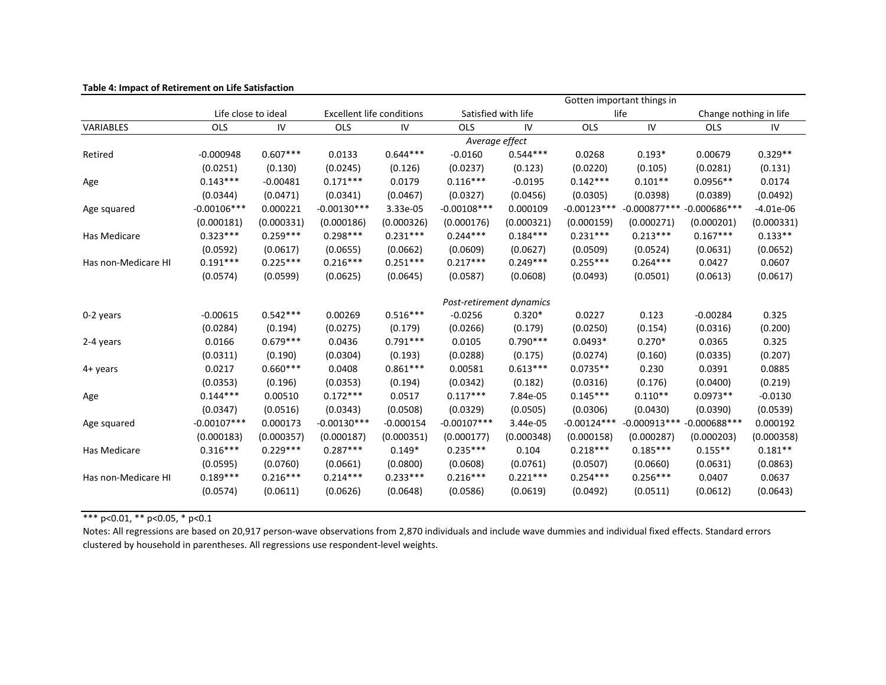**Table 4: Impact of Retirement on Life Satisfaction**

| | Life close to ideal | | Excellent life conditions | | Satisfied with life | | Gotten important things in life | | Change nothing in life | |
|---|---|---|---|---|---|---|---|---|---|---|
| VARIABLES | OLS | IV | OLS | IV | OLS | IV | OLS | IV | OLS | IV |
| | | | | | *Average effect* | | | | | |
| Retired | -0.000948 | 0.607*** | 0.0133 | 0.644*** | -0.0160 | 0.544*** | 0.0268 | 0.193* | 0.00679 | 0.329** |
| | (0.0251) | (0.130) | (0.0245) | (0.126) | (0.0237) | (0.123) | (0.0220) | (0.105) | (0.0281) | (0.131) |
| Age | 0.143*** | -0.00481 | 0.171*** | 0.0179 | 0.116*** | -0.0195 | 0.142*** | 0.101** | 0.0956** | 0.0174 |
| | (0.0344) | (0.0471) | (0.0341) | (0.0467) | (0.0327) | (0.0456) | (0.0305) | (0.0398) | (0.0389) | (0.0492) |
| Age squared | -0.00106*** | 0.000221 | -0.00130*** | 3.33e-05 | -0.00108*** | 0.000109 | -0.00123*** | -0.000877*** | -0.000686*** | -4.01e-06 |
| | (0.000181) | (0.000331) | (0.000186) | (0.000326) | (0.000176) | (0.000321) | (0.000159) | (0.000271) | (0.000201) | (0.000331) |
| Has Medicare | 0.323*** | 0.259*** | 0.298*** | 0.231*** | 0.244*** | 0.184*** | 0.231*** | 0.213*** | 0.167*** | 0.133** |
| | (0.0592) | (0.0617) | (0.0655) | (0.0662) | (0.0609) | (0.0627) | (0.0509) | (0.0524) | (0.0631) | (0.0652) |
| Has non-Medicare HI | 0.191*** | 0.225*** | 0.216*** | 0.251*** | 0.217*** | 0.249*** | 0.255*** | 0.264*** | 0.0427 | 0.0607 |
| | (0.0574) | (0.0599) | (0.0625) | (0.0645) | (0.0587) | (0.0608) | (0.0493) | (0.0501) | (0.0613) | (0.0617) |
| | | | | | *Post-retirement dynamics* | | | | | |
| 0-2 years | -0.00615 | 0.542*** | 0.00269 | 0.516*** | -0.0256 | 0.320* | 0.0227 | 0.123 | -0.00284 | 0.325 |
| | (0.0284) | (0.194) | (0.0275) | (0.179) | (0.0266) | (0.179) | (0.0250) | (0.154) | (0.0316) | (0.200) |
| 2-4 years | 0.0166 | 0.679*** | 0.0436 | 0.791*** | 0.0105 | 0.790*** | 0.0493* | 0.270* | 0.0365 | 0.325 |
| | (0.0311) | (0.190) | (0.0304) | (0.193) | (0.0288) | (0.175) | (0.0274) | (0.160) | (0.0335) | (0.207) |
| 4+ years | 0.0217 | 0.660*** | 0.0408 | 0.861*** | 0.00581 | 0.613*** | 0.0735** | 0.230 | 0.0391 | 0.0885 |
| | (0.0353) | (0.196) | (0.0353) | (0.194) | (0.0342) | (0.182) | (0.0316) | (0.176) | (0.0400) | (0.219) |
| Age | 0.144*** | 0.00510 | 0.172*** | 0.0517 | 0.117*** | 7.84e-05 | 0.145*** | 0.110** | 0.0973** | -0.0130 |
| | (0.0347) | (0.0516) | (0.0343) | (0.0508) | (0.0329) | (0.0505) | (0.0306) | (0.0430) | (0.0390) | (0.0539) |
| Age squared | -0.00107*** | 0.000173 | -0.00130*** | -0.000154 | -0.00107*** | 3.44e-05 | -0.00124*** | -0.000913*** | -0.000688*** | 0.000192 |
| | (0.000183) | (0.000357) | (0.000187) | (0.000351) | (0.000177) | (0.000348) | (0.000158) | (0.000287) | (0.000203) | (0.000358) |
| Has Medicare | 0.316*** | 0.229*** | 0.287*** | 0.149* | 0.235*** | 0.104 | 0.218*** | 0.185*** | 0.155** | 0.181** |
| | (0.0595) | (0.0760) | (0.0661) | (0.0800) | (0.0608) | (0.0761) | (0.0507) | (0.0660) | (0.0631) | (0.0863) |
| Has non-Medicare HI | 0.189*** | 0.216*** | 0.214*** | 0.233*** | 0.216*** | 0.221*** | 0.254*** | 0.256*** | 0.0407 | 0.0637 |
| | (0.0574) | (0.0611) | (0.0626) | (0.0648) | (0.0586) | (0.0619) | (0.0492) | (0.0511) | (0.0612) | (0.0643) |

*** p<0.01, ** p<0.05, * p<0.1

Notes: All regressions are based on 20,917 person-wave observations from 2,870 individuals and include wave dummies and individual fixed effects. Standard errors clustered by household in parentheses. All regressions use respondent-level weights.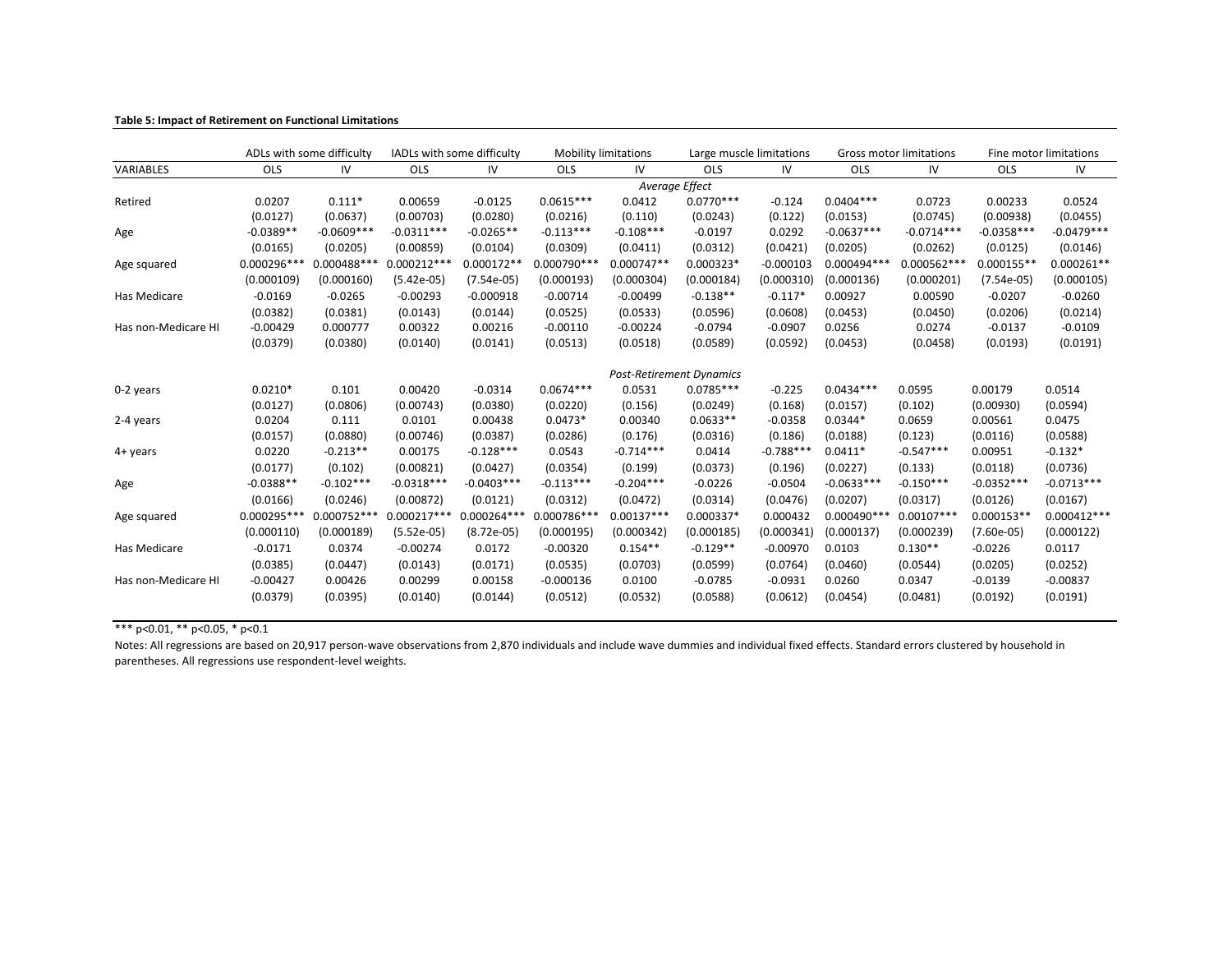**Table 5: Impact of Retirement on Functional Limitations**

| | ADLs with some difficulty | | IADLs with some difficulty | | Mobility limitations | | Large muscle limitations | | Gross motor limitations | | Fine motor limitations | |
|---|---|---|---|---|---|---|---|---|---|---|---|---|
| VARIABLES | OLS | IV | OLS | IV | OLS | IV | OLS | IV | OLS | IV | OLS | IV |
| | | | | | | | *Average Effect* | | | | | |
| Retired | 0.0207 | 0.111* | 0.00659 | -0.0125 | 0.0615*** | 0.0412 | 0.0770*** | -0.124 | 0.0404*** | 0.0723 | 0.00233 | 0.0524 |
| | (0.0127) | (0.0637) | (0.00703) | (0.0280) | (0.0216) | (0.110) | (0.0243) | (0.122) | (0.0153) | (0.0745) | (0.00938) | (0.0455) |
| Age | -0.0389** | -0.0609*** | -0.0311*** | -0.0265** | -0.113*** | -0.108*** | -0.0197 | 0.0292 | -0.0637*** | -0.0714*** | -0.0358*** | -0.0479*** |
| | (0.0165) | (0.0205) | (0.00859) | (0.0104) | (0.0309) | (0.0411) | (0.0312) | (0.0421) | (0.0205) | (0.0262) | (0.0125) | (0.0146) |
| Age squared | 0.000296*** | 0.000488*** | 0.000212*** | 0.000172** | 0.000790*** | 0.000747** | 0.000323* | -0.000103 | 0.000494*** | 0.000562*** | 0.000155** | 0.000261** |
| | (0.000109) | (0.000160) | (5.42e-05) | (7.54e-05) | (0.000193) | (0.000304) | (0.000184) | (0.000310) | (0.000136) | (0.000201) | (7.54e-05) | (0.000105) |
| Has Medicare | -0.0169 | -0.0265 | -0.00293 | -0.000918 | -0.00714 | -0.00499 | -0.138** | -0.117* | 0.00927 | 0.00590 | -0.0207 | -0.0260 |
| | (0.0382) | (0.0381) | (0.0143) | (0.0144) | (0.0525) | (0.0533) | (0.0596) | (0.0608) | (0.0453) | (0.0450) | (0.0206) | (0.0214) |
| Has non-Medicare HI | -0.00429 | 0.000777 | 0.00322 | 0.00216 | -0.00110 | -0.00224 | -0.0794 | -0.0907 | 0.0256 | 0.0274 | -0.0137 | -0.0109 |
| | (0.0379) | (0.0380) | (0.0140) | (0.0141) | (0.0513) | (0.0518) | (0.0589) | (0.0592) | (0.0453) | (0.0458) | (0.0193) | (0.0191) |
| | | | | | | | *Post-Retirement Dynamics* | | | | | |
| 0-2 years | 0.0210* | 0.101 | 0.00420 | -0.0314 | 0.0674*** | 0.0531 | 0.0785*** | -0.225 | 0.0434*** | 0.0595 | 0.00179 | 0.0514 |
| | (0.0127) | (0.0806) | (0.00743) | (0.0380) | (0.0220) | (0.156) | (0.0249) | (0.168) | (0.0157) | (0.102) | (0.00930) | (0.0594) |
| 2-4 years | 0.0204 | 0.111 | 0.0101 | 0.00438 | 0.0473* | 0.00340 | 0.0633** | -0.0358 | 0.0344* | 0.0659 | 0.00561 | 0.0475 |
| | (0.0157) | (0.0880) | (0.00746) | (0.0387) | (0.0286) | (0.176) | (0.0316) | (0.186) | (0.0188) | (0.123) | (0.0116) | (0.0588) |
| 4+ years | 0.0220 | -0.213** | 0.00175 | -0.128*** | 0.0543 | -0.714*** | 0.0414 | -0.788*** | 0.0411* | -0.547*** | 0.00951 | -0.132* |
| | (0.0177) | (0.102) | (0.00821) | (0.0427) | (0.0354) | (0.199) | (0.0373) | (0.196) | (0.0227) | (0.133) | (0.0118) | (0.0736) |
| Age | -0.0388** | -0.102*** | -0.0318*** | -0.0403*** | -0.113*** | -0.204*** | -0.0226 | -0.0504 | -0.0633*** | -0.150*** | -0.0352*** | -0.0713*** |
| | (0.0166) | (0.0246) | (0.00872) | (0.0121) | (0.0312) | (0.0472) | (0.0314) | (0.0476) | (0.0207) | (0.0317) | (0.0126) | (0.0167) |
| Age squared | 0.000295*** | 0.000752*** | 0.000217*** | 0.000264*** | 0.000786*** | 0.00137*** | 0.000337* | 0.000432 | 0.000490*** | 0.00107*** | 0.000153** | 0.000412*** |
| | (0.000110) | (0.000189) | (5.52e-05) | (8.72e-05) | (0.000195) | (0.000342) | (0.000185) | (0.000341) | (0.000137) | (0.000239) | (7.60e-05) | (0.000122) |
| Has Medicare | -0.0171 | 0.0374 | -0.00274 | 0.0172 | -0.00320 | 0.154** | -0.129** | -0.00970 | 0.0103 | 0.130** | -0.0226 | 0.0117 |
| | (0.0385) | (0.0447) | (0.0143) | (0.0171) | (0.0535) | (0.0703) | (0.0599) | (0.0764) | (0.0460) | (0.0544) | (0.0205) | (0.0252) |
| Has non-Medicare HI | -0.00427 | 0.00426 | 0.00299 | 0.00158 | -0.000136 | 0.0100 | -0.0785 | -0.0931 | 0.0260 | 0.0347 | -0.0139 | -0.00837 |
| | (0.0379) | (0.0395) | (0.0140) | (0.0144) | (0.0512) | (0.0532) | (0.0588) | (0.0612) | (0.0454) | (0.0481) | (0.0192) | (0.0191) |

*** p<0.01, ** p<0.05, * p<0.1

Notes: All regressions are based on 20,917 person-wave observations from 2,870 individuals and include wave dummies and individual fixed effects. Standard errors clustered by household in parentheses. All regressions use respondent-level weights.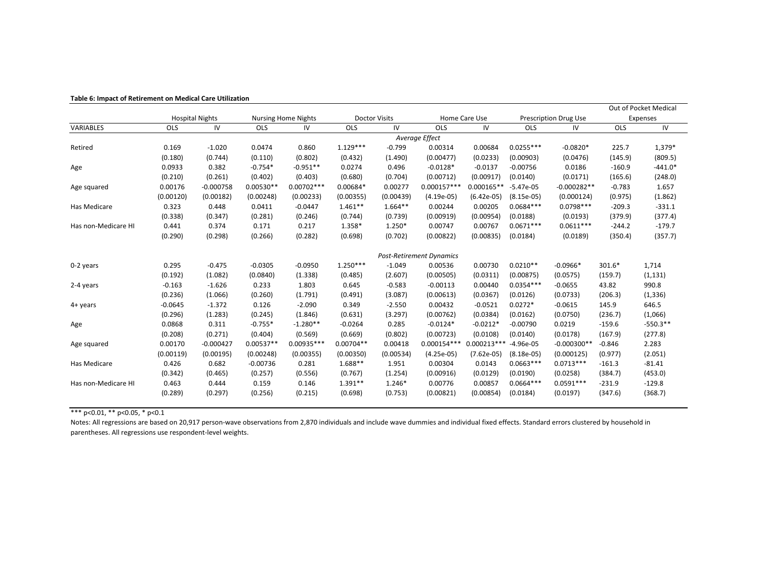**Table 6: Impact of Retirement on Medical Care Utilization**

| | Hospital Nights | | Nursing Home Nights | | Doctor Visits | | Home Care Use | | Prescription Drug Use | | Out of Pocket Medical Expenses | |
|---|---|---|---|---|---|---|---|---|---|---|---|---|
| VARIABLES | OLS | IV | OLS | IV | OLS | IV | OLS | IV | OLS | IV | OLS | IV |
| | | | | | | | *Average Effect* | | | | | |
| Retired | 0.169 | -1.020 | 0.0474 | 0.860 | 1.129*** | -0.799 | 0.00314 | 0.00684 | 0.0255*** | -0.0820* | 225.7 | 1,379* |
| | (0.180) | (0.744) | (0.110) | (0.802) | (0.432) | (1.490) | (0.00477) | (0.0233) | (0.00903) | (0.0476) | (145.9) | (809.5) |
| Age | 0.0933 | 0.382 | -0.754* | -0.951** | 0.0274 | 0.496 | -0.0128* | -0.0137 | -0.00756 | 0.0186 | -160.9 | -441.0* |
| | (0.210) | (0.261) | (0.402) | (0.403) | (0.680) | (0.704) | (0.00712) | (0.00917) | (0.0140) | (0.0171) | (165.6) | (248.0) |
| Age squared | 0.00176 | -0.000758 | 0.00530** | 0.00702*** | 0.00684* | 0.00277 | 0.000157*** | 0.000165** | -5.47e-05 | -0.000282** | -0.783 | 1.657 |
| | (0.00120) | (0.00182) | (0.00248) | (0.00233) | (0.00355) | (0.00439) | (4.19e-05) | (6.42e-05) | (8.15e-05) | (0.000124) | (0.975) | (1.862) |
| Has Medicare | 0.323 | 0.448 | 0.0411 | -0.0447 | 1.461** | 1.664** | 0.00244 | 0.00205 | 0.0684*** | 0.0798*** | -209.3 | -331.1 |
| | (0.338) | (0.347) | (0.281) | (0.246) | (0.744) | (0.739) | (0.00919) | (0.00954) | (0.0188) | (0.0193) | (379.9) | (377.4) |
| Has non-Medicare HI | 0.441 | 0.374 | 0.171 | 0.217 | 1.358* | 1.250* | 0.00747 | 0.00767 | 0.0671*** | 0.0611*** | -244.2 | -179.7 |
| | (0.290) | (0.298) | (0.266) | (0.282) | (0.698) | (0.702) | (0.00822) | (0.00835) | (0.0184) | (0.0189) | (350.4) | (357.7) |
| | | | | | | | *Post-Retirement Dynamics* | | | | | |
| 0-2 years | 0.295 | -0.475 | -0.0305 | -0.0950 | 1.250*** | -1.049 | 0.00536 | 0.00730 | 0.0210** | -0.0966* | 301.6* | 1,714 |
| | (0.192) | (1.082) | (0.0840) | (1.338) | (0.485) | (2.607) | (0.00505) | (0.0311) | (0.00875) | (0.0575) | (159.7) | (1,131) |
| 2-4 years | -0.163 | -1.626 | 0.233 | 1.803 | 0.645 | -0.583 | -0.00113 | 0.00440 | 0.0354*** | -0.0655 | 43.82 | 990.8 |
| | (0.236) | (1.066) | (0.260) | (1.791) | (0.491) | (3.087) | (0.00613) | (0.0367) | (0.0126) | (0.0733) | (206.3) | (1,336) |
| 4+ years | -0.0645 | -1.372 | 0.126 | -2.090 | 0.349 | -2.550 | 0.00432 | -0.0521 | 0.0272* | -0.0615 | 145.9 | 646.5 |
| | (0.296) | (1.283) | (0.245) | (1.846) | (0.631) | (3.297) | (0.00762) | (0.0384) | (0.0162) | (0.0750) | (236.7) | (1,066) |
| Age | 0.0868 | 0.311 | -0.755* | -1.280** | -0.0264 | 0.285 | -0.0124* | -0.0212* | -0.00790 | 0.0219 | -159.6 | -550.3** |
| | (0.208) | (0.271) | (0.404) | (0.569) | (0.669) | (0.802) | (0.00723) | (0.0108) | (0.0140) | (0.0178) | (167.9) | (277.8) |
| Age squared | 0.00170 | -0.000427 | 0.00537** | 0.00935*** | 0.00704** | 0.00418 | 0.000154*** | 0.000213*** | -4.96e-05 | -0.000300** | -0.846 | 2.283 |
| | (0.00119) | (0.00195) | (0.00248) | (0.00355) | (0.00350) | (0.00534) | (4.25e-05) | (7.62e-05) | (8.18e-05) | (0.000125) | (0.977) | (2.051) |
| Has Medicare | 0.426 | 0.682 | -0.00736 | 0.281 | 1.688** | 1.951 | 0.00304 | 0.0143 | 0.0663*** | 0.0713*** | -161.3 | -81.41 |
| | (0.342) | (0.465) | (0.257) | (0.556) | (0.767) | (1.254) | (0.00916) | (0.0129) | (0.0190) | (0.0258) | (384.7) | (453.0) |
| Has non-Medicare HI | 0.463 | 0.444 | 0.159 | 0.146 | 1.391** | 1.246* | 0.00776 | 0.00857 | 0.0664*** | 0.0591*** | -231.9 | -129.8 |
| | (0.289) | (0.297) | (0.256) | (0.215) | (0.698) | (0.753) | (0.00821) | (0.00854) | (0.0184) | (0.0197) | (347.6) | (368.7) |

*** p<0.01, ** p<0.05, * p<0.1

Notes: All regressions are based on 20,917 person-wave observations from 2,870 individuals and include wave dummies and individual fixed effects. Standard errors clustered by household in parentheses. All regressions use respondent-level weights.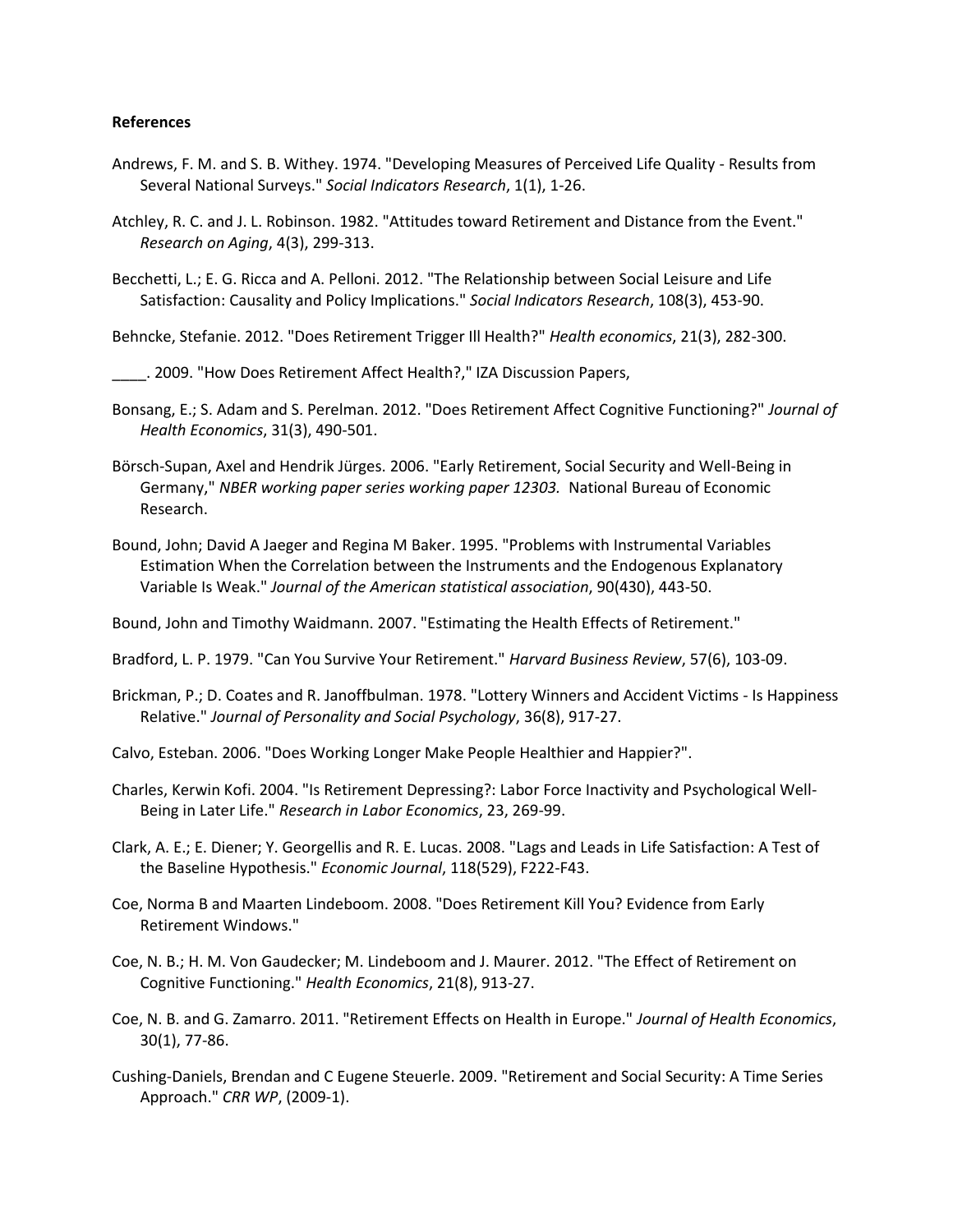**References**

Andrews, F. M. and S. B. Withey. 1974. "Developing Measures of Perceived Life Quality - Results from Several National Surveys." *Social Indicators Research*, 1(1), 1-26.

Atchley, R. C. and J. L. Robinson. 1982. "Attitudes toward Retirement and Distance from the Event." *Research on Aging*, 4(3), 299-313.

Becchetti, L.; E. G. Ricca and A. Pelloni. 2012. "The Relationship between Social Leisure and Life Satisfaction: Causality and Policy Implications." *Social Indicators Research*, 108(3), 453-90.

Behncke, Stefanie. 2012. "Does Retirement Trigger Ill Health?" *Health economics*, 21(3), 282-300.

____. 2009. "How Does Retirement Affect Health?," IZA Discussion Papers,

Bonsang, E.; S. Adam and S. Perelman. 2012. "Does Retirement Affect Cognitive Functioning?" *Journal of Health Economics*, 31(3), 490-501.

Börsch-Supan, Axel and Hendrik Jürges. 2006. "Early Retirement, Social Security and Well-Being in Germany," *NBER working paper series working paper 12303.* National Bureau of Economic Research.

Bound, John; David A Jaeger and Regina M Baker. 1995. "Problems with Instrumental Variables Estimation When the Correlation between the Instruments and the Endogenous Explanatory Variable Is Weak." *Journal of the American statistical association*, 90(430), 443-50.

Bound, John and Timothy Waidmann. 2007. "Estimating the Health Effects of Retirement."

Bradford, L. P. 1979. "Can You Survive Your Retirement." *Harvard Business Review*, 57(6), 103-09.

Brickman, P.; D. Coates and R. Janoffbulman. 1978. "Lottery Winners and Accident Victims - Is Happiness Relative." *Journal of Personality and Social Psychology*, 36(8), 917-27.

Calvo, Esteban. 2006. "Does Working Longer Make People Healthier and Happier?".

Charles, Kerwin Kofi. 2004. "Is Retirement Depressing?: Labor Force Inactivity and Psychological Well-Being in Later Life." *Research in Labor Economics*, 23, 269-99.

Clark, A. E.; E. Diener; Y. Georgellis and R. E. Lucas. 2008. "Lags and Leads in Life Satisfaction: A Test of the Baseline Hypothesis." *Economic Journal*, 118(529), F222-F43.

Coe, Norma B and Maarten Lindeboom. 2008. "Does Retirement Kill You? Evidence from Early Retirement Windows."

Coe, N. B.; H. M. Von Gaudecker; M. Lindeboom and J. Maurer. 2012. "The Effect of Retirement on Cognitive Functioning." *Health Economics*, 21(8), 913-27.

Coe, N. B. and G. Zamarro. 2011. "Retirement Effects on Health in Europe." *Journal of Health Economics*, 30(1), 77-86.

Cushing-Daniels, Brendan and C Eugene Steuerle. 2009. "Retirement and Social Security: A Time Series Approach." *CRR WP*, (2009-1).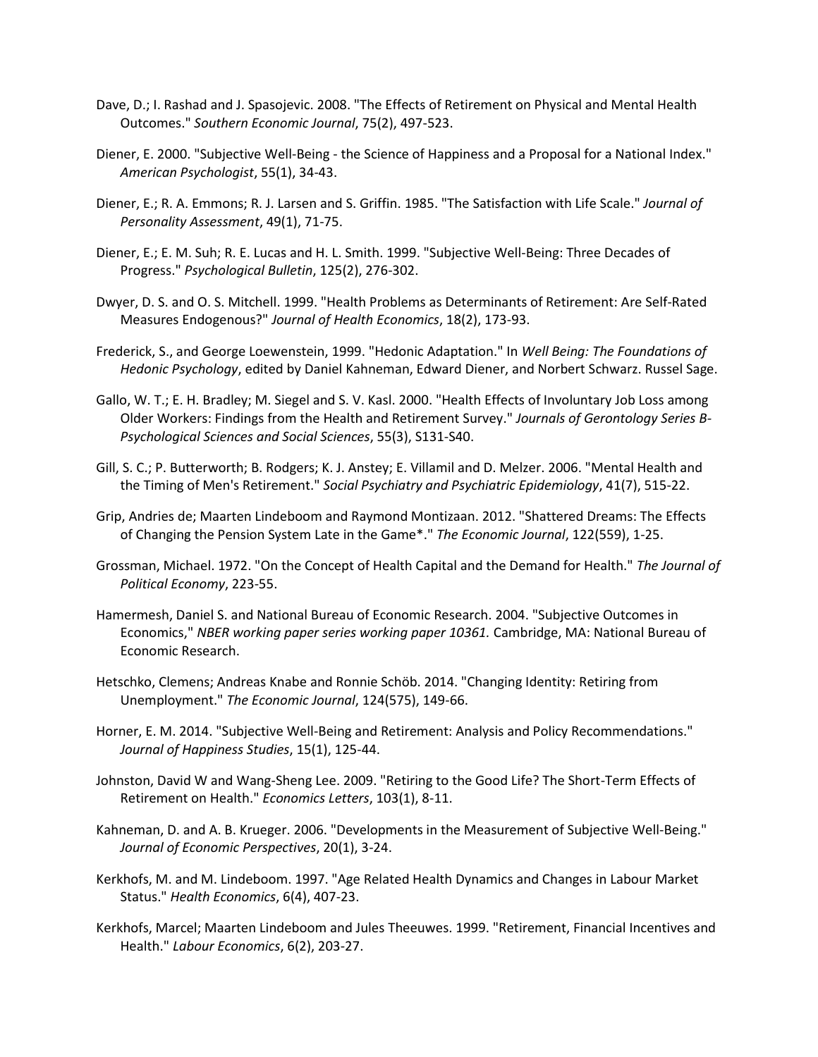Dave, D.; I. Rashad and J. Spasojevic. 2008. "The Effects of Retirement on Physical and Mental Health Outcomes." *Southern Economic Journal*, 75(2), 497-523.

Diener, E. 2000. "Subjective Well-Being - the Science of Happiness and a Proposal for a National Index." *American Psychologist*, 55(1), 34-43.

Diener, E.; R. A. Emmons; R. J. Larsen and S. Griffin. 1985. "The Satisfaction with Life Scale." *Journal of Personality Assessment*, 49(1), 71-75.

Diener, E.; E. M. Suh; R. E. Lucas and H. L. Smith. 1999. "Subjective Well-Being: Three Decades of Progress." *Psychological Bulletin*, 125(2), 276-302.

Dwyer, D. S. and O. S. Mitchell. 1999. "Health Problems as Determinants of Retirement: Are Self-Rated Measures Endogenous?" *Journal of Health Economics*, 18(2), 173-93.

Frederick, S., and George Loewenstein, 1999. "Hedonic Adaptation." In *Well Being: The Foundations of Hedonic Psychology*, edited by Daniel Kahneman, Edward Diener, and Norbert Schwarz. Russel Sage.

Gallo, W. T.; E. H. Bradley; M. Siegel and S. V. Kasl. 2000. "Health Effects of Involuntary Job Loss among Older Workers: Findings from the Health and Retirement Survey." *Journals of Gerontology Series B-Psychological Sciences and Social Sciences*, 55(3), S131-S40.

Gill, S. C.; P. Butterworth; B. Rodgers; K. J. Anstey; E. Villamil and D. Melzer. 2006. "Mental Health and the Timing of Men's Retirement." *Social Psychiatry and Psychiatric Epidemiology*, 41(7), 515-22.

Grip, Andries de; Maarten Lindeboom and Raymond Montizaan. 2012. "Shattered Dreams: The Effects of Changing the Pension System Late in the Game*." *The Economic Journal*, 122(559), 1-25.

Grossman, Michael. 1972. "On the Concept of Health Capital and the Demand for Health." *The Journal of Political Economy*, 223-55.

Hamermesh, Daniel S. and National Bureau of Economic Research. 2004. "Subjective Outcomes in Economics," *NBER working paper series working paper 10361.* Cambridge, MA: National Bureau of Economic Research.

Hetschko, Clemens; Andreas Knabe and Ronnie Schöb. 2014. "Changing Identity: Retiring from Unemployment." *The Economic Journal*, 124(575), 149-66.

Horner, E. M. 2014. "Subjective Well-Being and Retirement: Analysis and Policy Recommendations." *Journal of Happiness Studies*, 15(1), 125-44.

Johnston, David W and Wang-Sheng Lee. 2009. "Retiring to the Good Life? The Short-Term Effects of Retirement on Health." *Economics Letters*, 103(1), 8-11.

Kahneman, D. and A. B. Krueger. 2006. "Developments in the Measurement of Subjective Well-Being." *Journal of Economic Perspectives*, 20(1), 3-24.

Kerkhofs, M. and M. Lindeboom. 1997. "Age Related Health Dynamics and Changes in Labour Market Status." *Health Economics*, 6(4), 407-23.

Kerkhofs, Marcel; Maarten Lindeboom and Jules Theeuwes. 1999. "Retirement, Financial Incentives and Health." *Labour Economics*, 6(2), 203-27.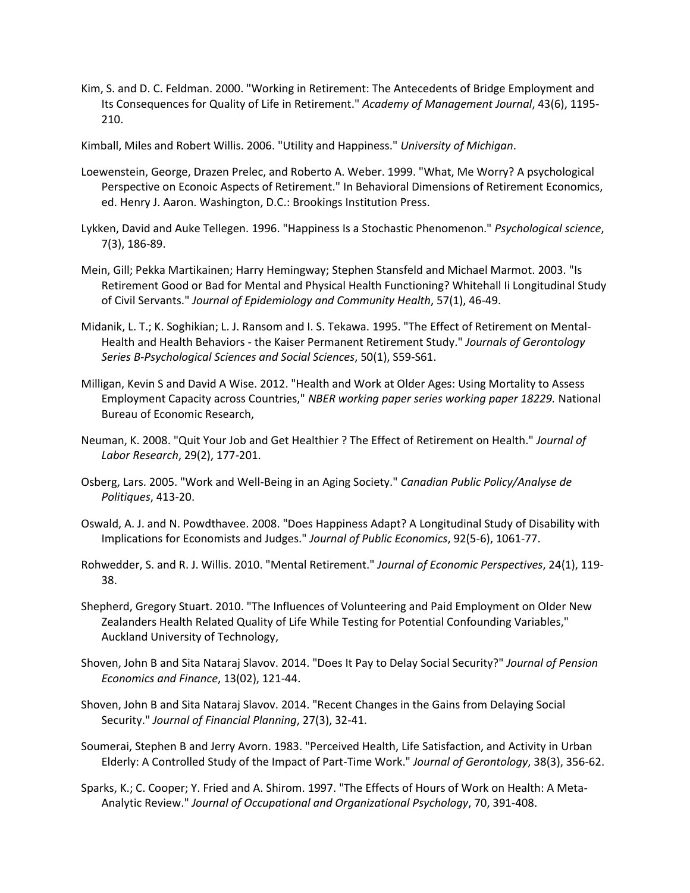Kim, S. and D. C. Feldman. 2000. "Working in Retirement: The Antecedents of Bridge Employment and Its Consequences for Quality of Life in Retirement." *Academy of Management Journal*, 43(6), 1195-210.

Kimball, Miles and Robert Willis. 2006. "Utility and Happiness." *University of Michigan*.

Loewenstein, George, Drazen Prelec, and Roberto A. Weber. 1999. "What, Me Worry? A psychological Perspective on Econoic Aspects of Retirement." In Behavioral Dimensions of Retirement Economics, ed. Henry J. Aaron. Washington, D.C.: Brookings Institution Press.

Lykken, David and Auke Tellegen. 1996. "Happiness Is a Stochastic Phenomenon." *Psychological science*, 7(3), 186-89.

Mein, Gill; Pekka Martikainen; Harry Hemingway; Stephen Stansfeld and Michael Marmot. 2003. "Is Retirement Good or Bad for Mental and Physical Health Functioning? Whitehall Ii Longitudinal Study of Civil Servants." *Journal of Epidemiology and Community Health*, 57(1), 46-49.

Midanik, L. T.; K. Soghikian; L. J. Ransom and I. S. Tekawa. 1995. "The Effect of Retirement on Mental-Health and Health Behaviors - the Kaiser Permanent Retirement Study." *Journals of Gerontology Series B-Psychological Sciences and Social Sciences*, 50(1), S59-S61.

Milligan, Kevin S and David A Wise. 2012. "Health and Work at Older Ages: Using Mortality to Assess Employment Capacity across Countries," *NBER working paper series working paper 18229.* National Bureau of Economic Research,

Neuman, K. 2008. "Quit Your Job and Get Healthier ? The Effect of Retirement on Health." *Journal of Labor Research*, 29(2), 177-201.

Osberg, Lars. 2005. "Work and Well-Being in an Aging Society." *Canadian Public Policy/Analyse de Politiques*, 413-20.

Oswald, A. J. and N. Powdthavee. 2008. "Does Happiness Adapt? A Longitudinal Study of Disability with Implications for Economists and Judges." *Journal of Public Economics*, 92(5-6), 1061-77.

Rohwedder, S. and R. J. Willis. 2010. "Mental Retirement." *Journal of Economic Perspectives*, 24(1), 119-38.

Shepherd, Gregory Stuart. 2010. "The Influences of Volunteering and Paid Employment on Older New Zealanders Health Related Quality of Life While Testing for Potential Confounding Variables," Auckland University of Technology,

Shoven, John B and Sita Nataraj Slavov. 2014. "Does It Pay to Delay Social Security?" *Journal of Pension Economics and Finance*, 13(02), 121-44.

Shoven, John B and Sita Nataraj Slavov. 2014. "Recent Changes in the Gains from Delaying Social Security." *Journal of Financial Planning*, 27(3), 32-41.

Soumerai, Stephen B and Jerry Avorn. 1983. "Perceived Health, Life Satisfaction, and Activity in Urban Elderly: A Controlled Study of the Impact of Part-Time Work." *Journal of Gerontology*, 38(3), 356-62.

Sparks, K.; C. Cooper; Y. Fried and A. Shirom. 1997. "The Effects of Hours of Work on Health: A Meta-Analytic Review." *Journal of Occupational and Organizational Psychology*, 70, 391-408.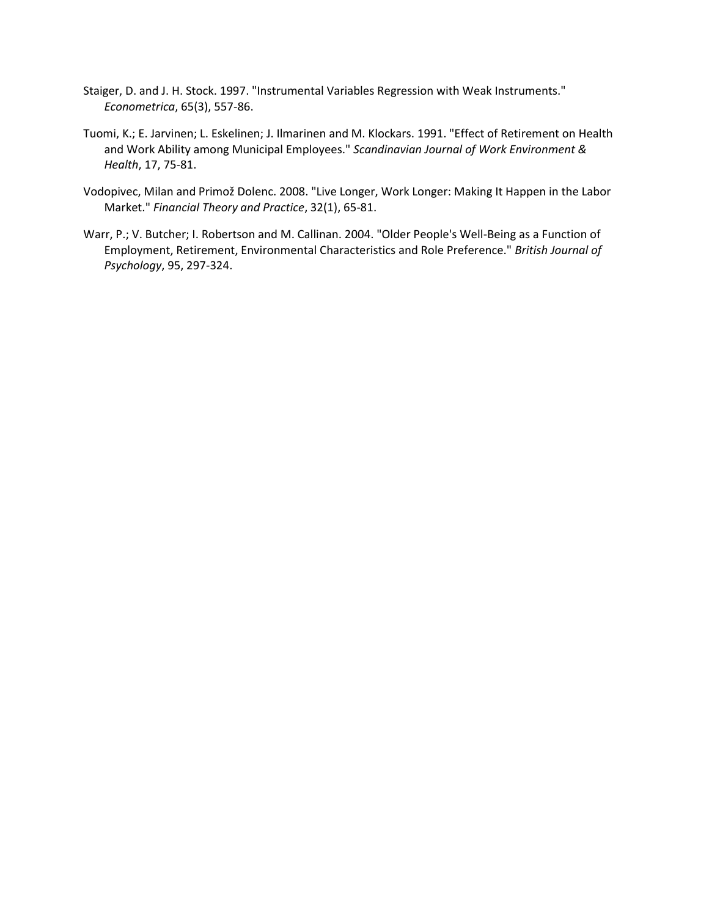Staiger, D. and J. H. Stock. 1997. "Instrumental Variables Regression with Weak Instruments." *Econometrica*, 65(3), 557-86.

Tuomi, K.; E. Jarvinen; L. Eskelinen; J. Ilmarinen and M. Klockars. 1991. "Effect of Retirement on Health and Work Ability among Municipal Employees." *Scandinavian Journal of Work Environment & Health*, 17, 75-81.

Vodopivec, Milan and Primož Dolenc. 2008. "Live Longer, Work Longer: Making It Happen in the Labor Market." *Financial Theory and Practice*, 32(1), 65-81.

Warr, P.; V. Butcher; I. Robertson and M. Callinan. 2004. "Older People's Well-Being as a Function of Employment, Retirement, Environmental Characteristics and Role Preference." *British Journal of Psychology*, 95, 297-324.